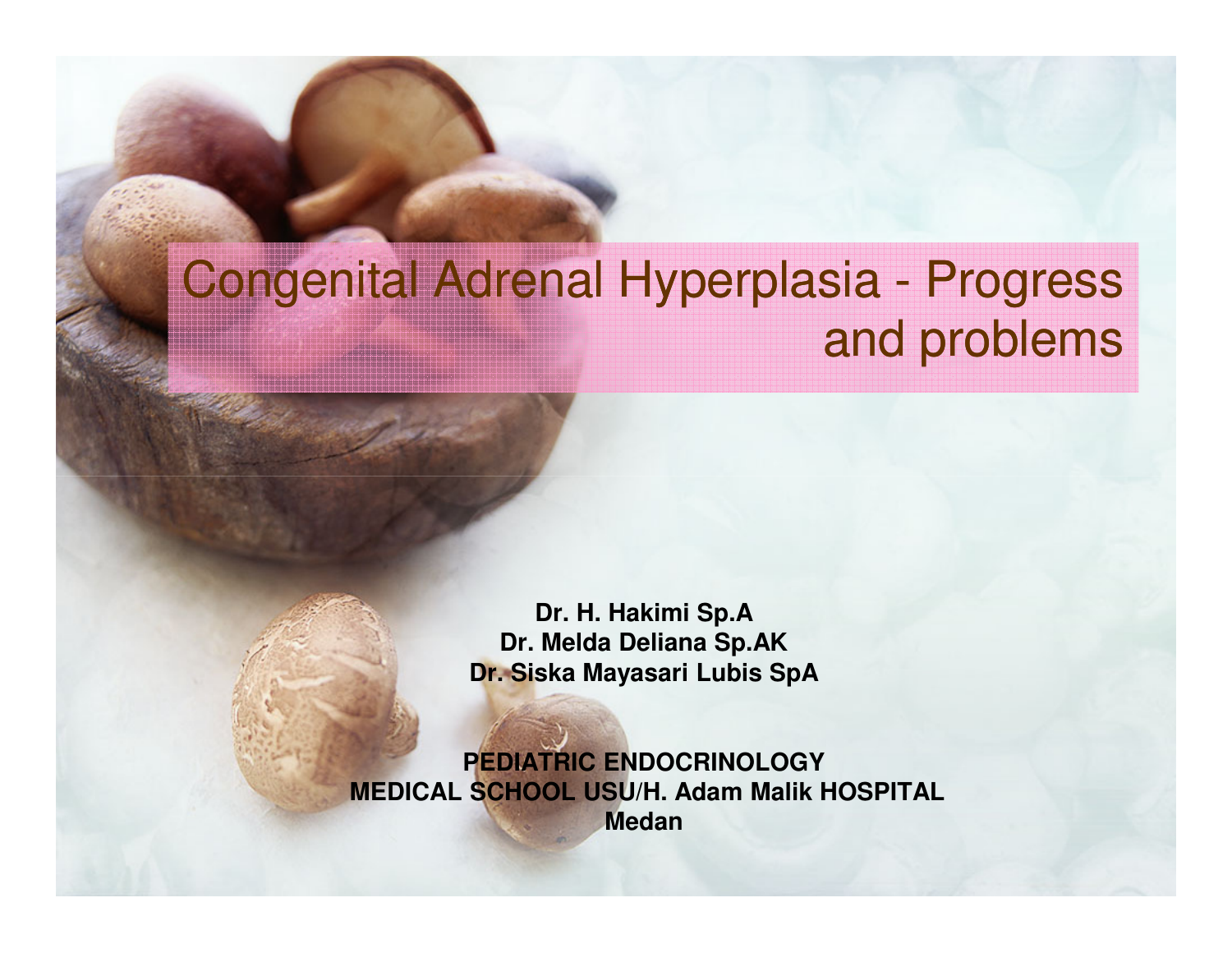# Congenital Adrenal Hyperplasia - Progress and problems

**Dr. H. Hakimi Sp.A**
**Dr. Melda Deliana Sp.AK**
**Dr. Siska Mayasari Lubis SpA**

**PEDIATRIC ENDOCRINOLOGY**
**MEDICAL SCHOOL USU/H. Adam Malik HOSPITAL**
**Medan**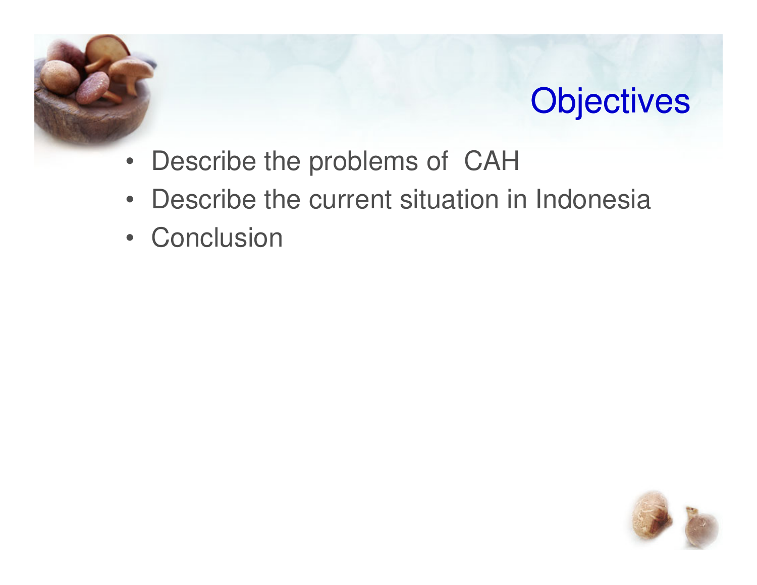# Objectives

- Describe the problems of CAH
- Describe the current situation in Indonesia
- Conclusion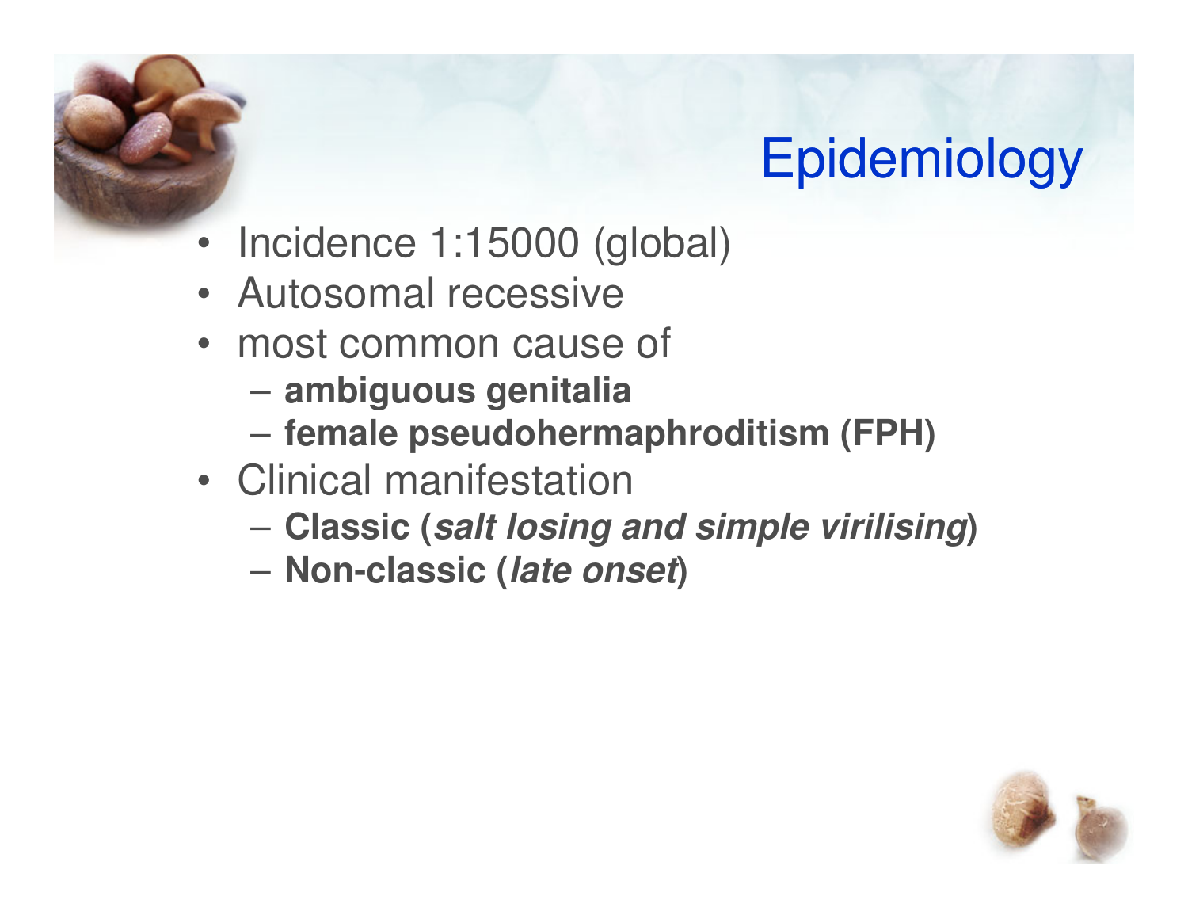# Epidemiology

- Incidence 1:15000 (global)
- Autosomal recessive
- most common cause of
  - **ambiguous genitalia**
  - **female pseudohermaphroditism (FPH)**
- Clinical manifestation
  - **Classic (*salt losing and simple virilising*)**
  - **Non-classic (*late onset*)**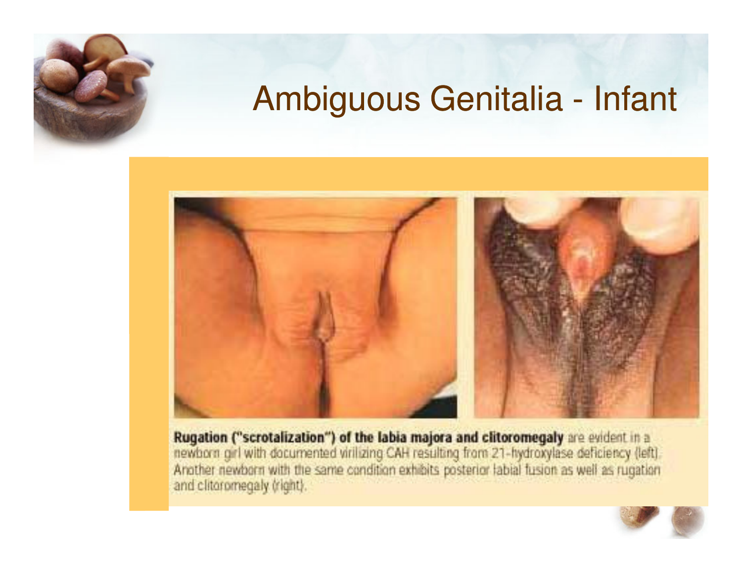# Ambiguous Genitalia - Infant

**Rugation ("scrotalization") of the labia majora and clitoromegaly** are evident in a newborn girl with documented virilizing CAH resulting from 21-hydroxylase deficiency (left). Another newborn with the same condition exhibits posterior labial fusion as well as rugation and clitoromegaly (right).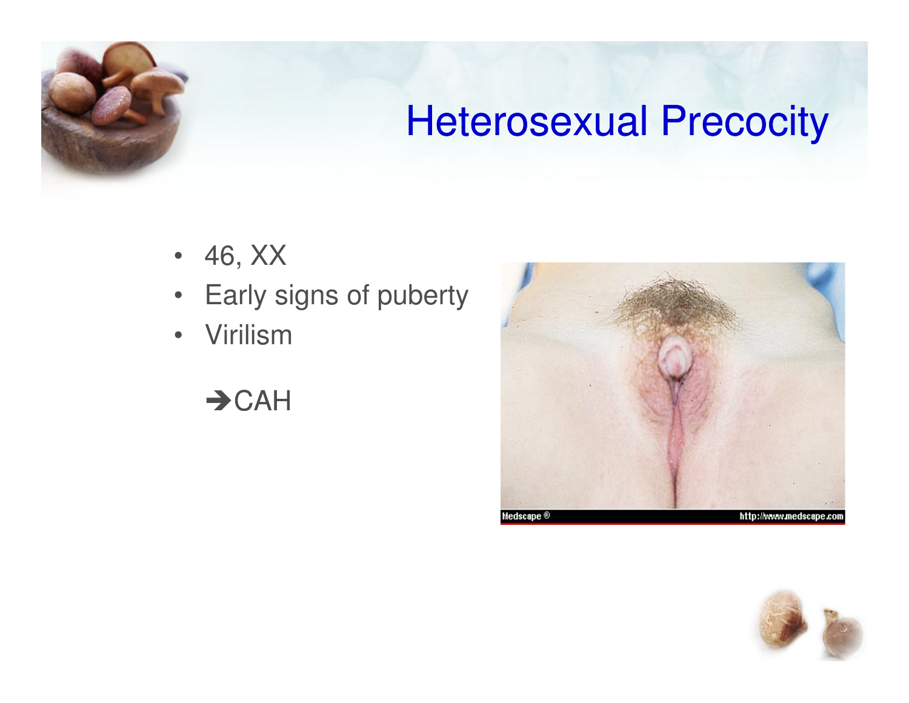# Heterosexual Precocity

- 46, XX
- Early signs of puberty
- Virilism

➔CAH

Medscape ® http://www.medscape.com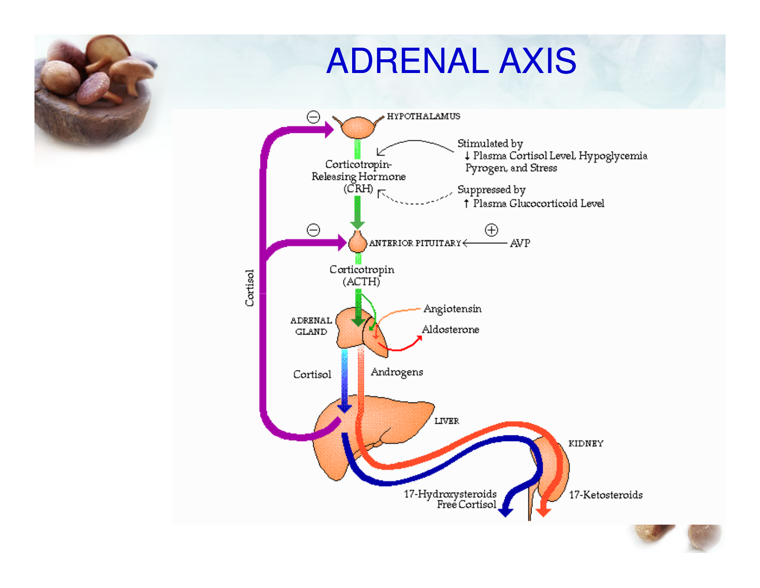# ADRENAL AXIS

HYPOTHALAMUS

Corticotropin-Releasing Hormone (CRH)

Stimulated by
↓ Plasma Cortisol Level, Hypoglycemia
Pyrogen, and Stress

Suppressed by
↑ Plasma Glucocorticoid Level

⊖

⊖

ANTERIOR PITUITARY ← AVP ⊕

Corticotropin (ACTH)

Cortisol

ADRENAL GLAND

Angiotensin

Aldosterone

Cortisol

Androgens

LIVER

KIDNEY

17-Hydroxysteroids
Free Cortisol

17-Ketosteroids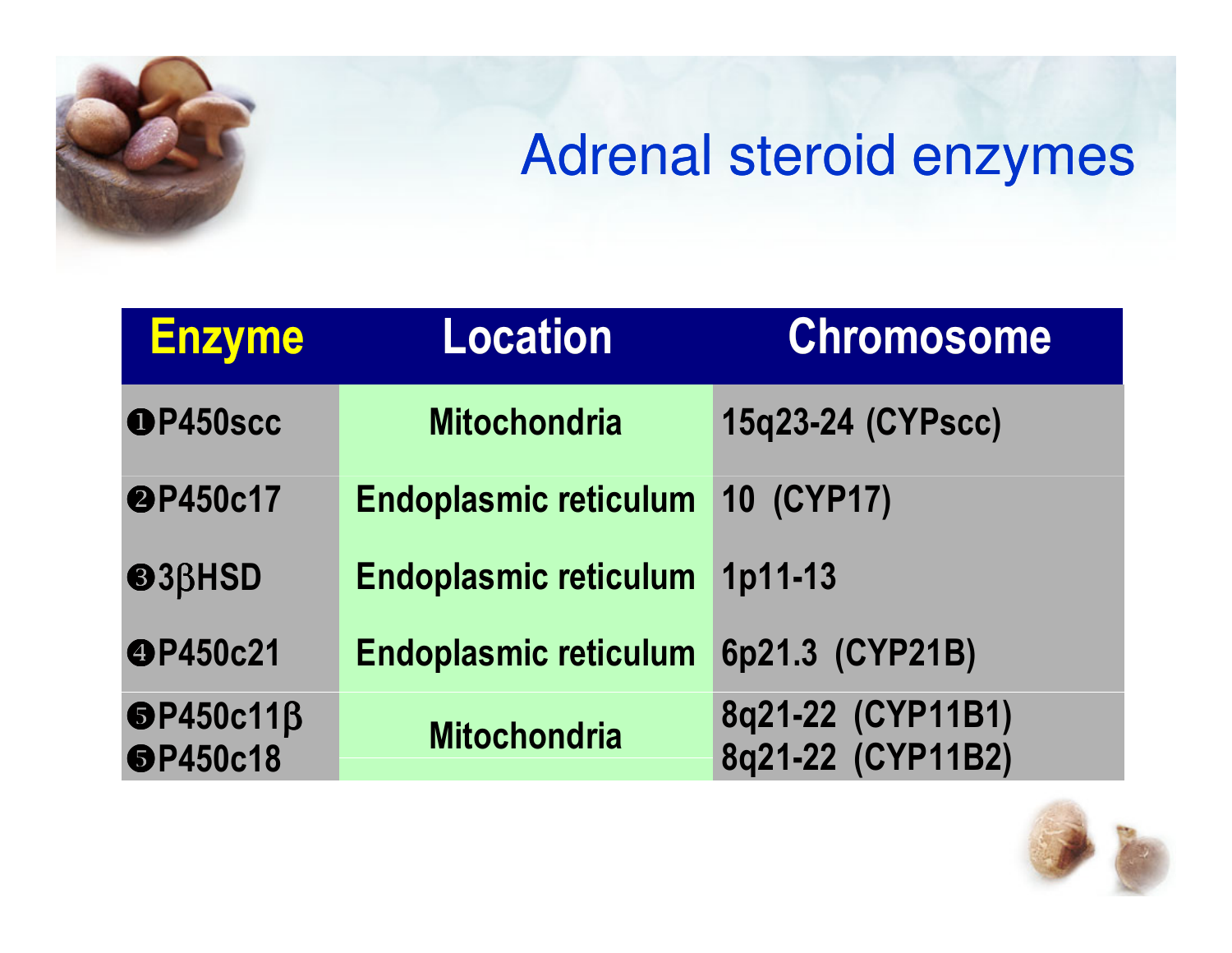# Adrenal steroid enzymes

| Enzyme | Location | Chromosome |
|---|---|---|
| ❶P450scc | Mitochondria | 15q23-24 (CYPscc) |
| ❷P450c17 | Endoplasmic reticulum | 10 (CYP17) |
| ❸3βHSD | Endoplasmic reticulum | 1p11-13 |
| ❹P450c21 | Endoplasmic reticulum | 6p21.3 (CYP21B) |
| ❺P450c11β<br>❺P450c18 | Mitochondria | 8q21-22 (CYP11B1)<br>8q21-22 (CYP11B2) |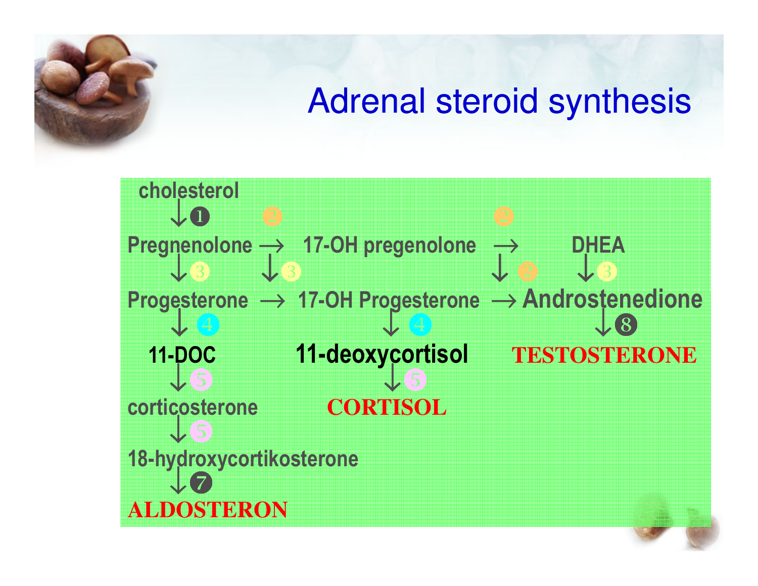# Adrenal steroid synthesis

cholesterol
↓ ❶
Pregnenolone → (2) 17-OH pregenolone → (2) DHEA
↓ (3) ↓ (3) ↓ (2) ↓ (3)
Progesterone → 17-OH Progesterone → Androstenedione
↓ (4) ↓ (4) ↓ ❽
11-DOC 11-deoxycortisol TESTOSTERONE
↓ (5) ↓ (5)
corticosterone CORTISOL
↓ (5)
18-hydroxycortikosterone
↓ ❼
ALDOSTERON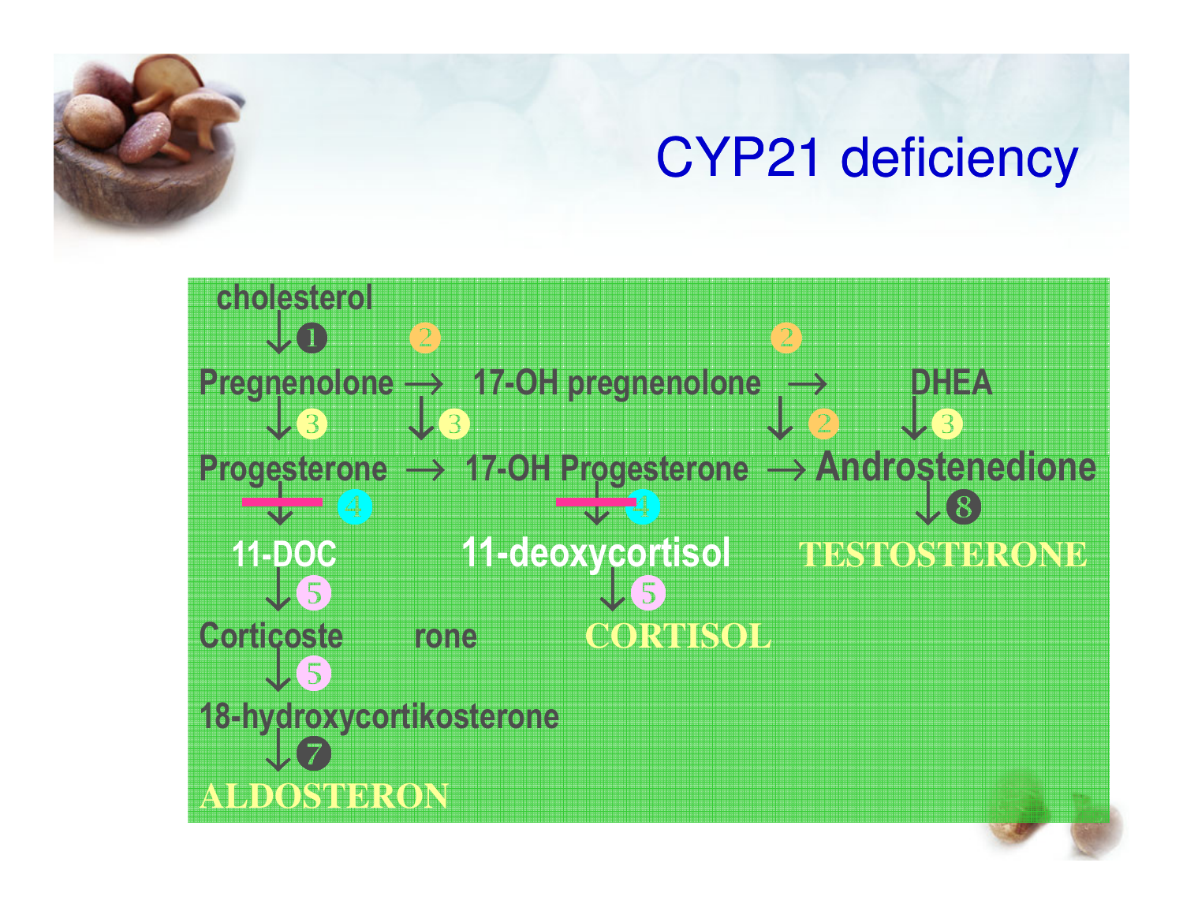# CYP21 deficiency

cholesterol

↓❶ ② ②

Pregnenolone → 17-OH pregnenolone → DHEA

↓③ ↓③ ↓② ↓③

Progesterone → 17-OH Progesterone → Androstenedione

↓④ ↓④ ↓❽

11-DOC 11-deoxycortisol TESTOSTERONE

↓⑤ ↓⑤

Corticoste rone CORTISOL

↓⑤

18-hydroxycortikosterone

↓❼

ALDOSTERON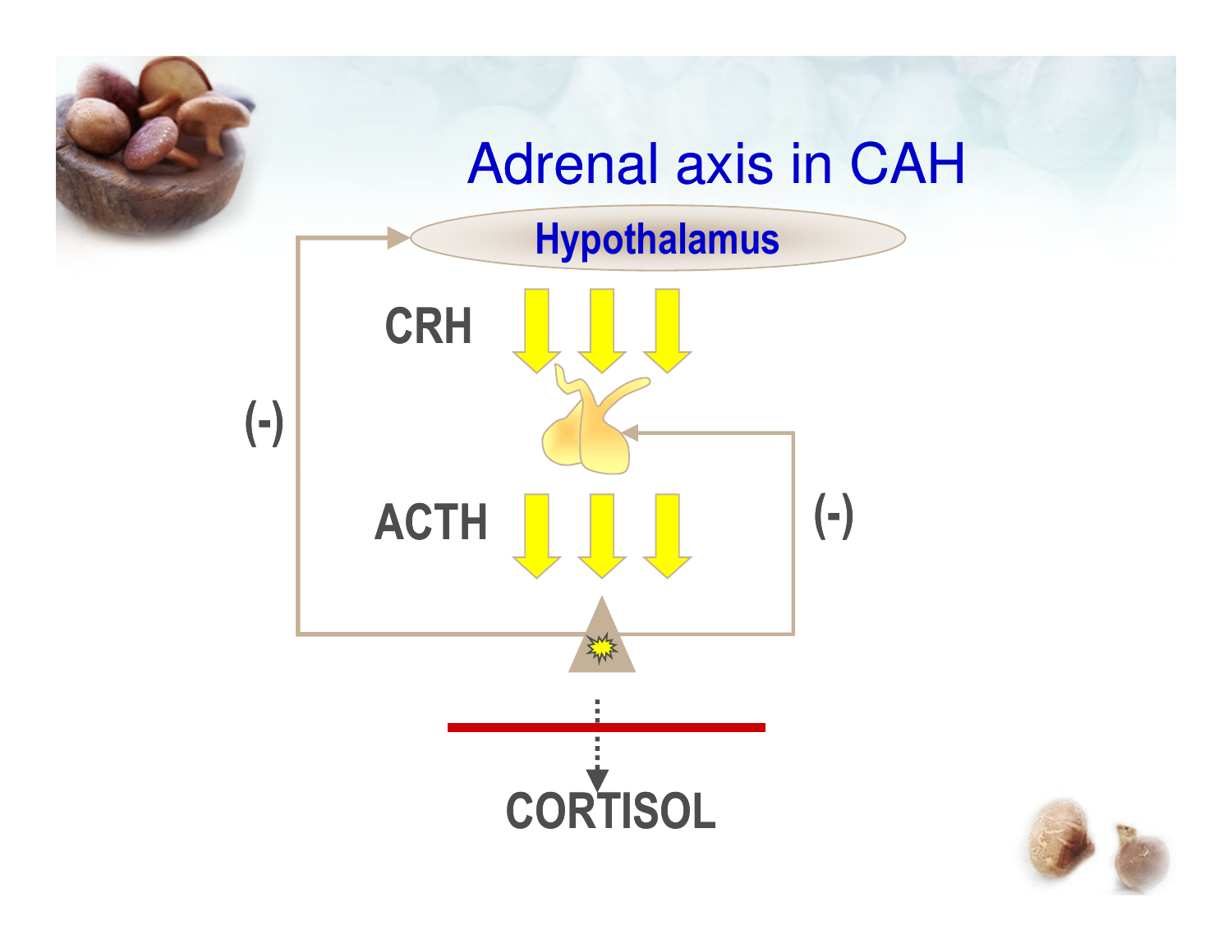# Adrenal axis in CAH

Hypothalamus

CRH

(-)

ACTH

(-)

CORTISOL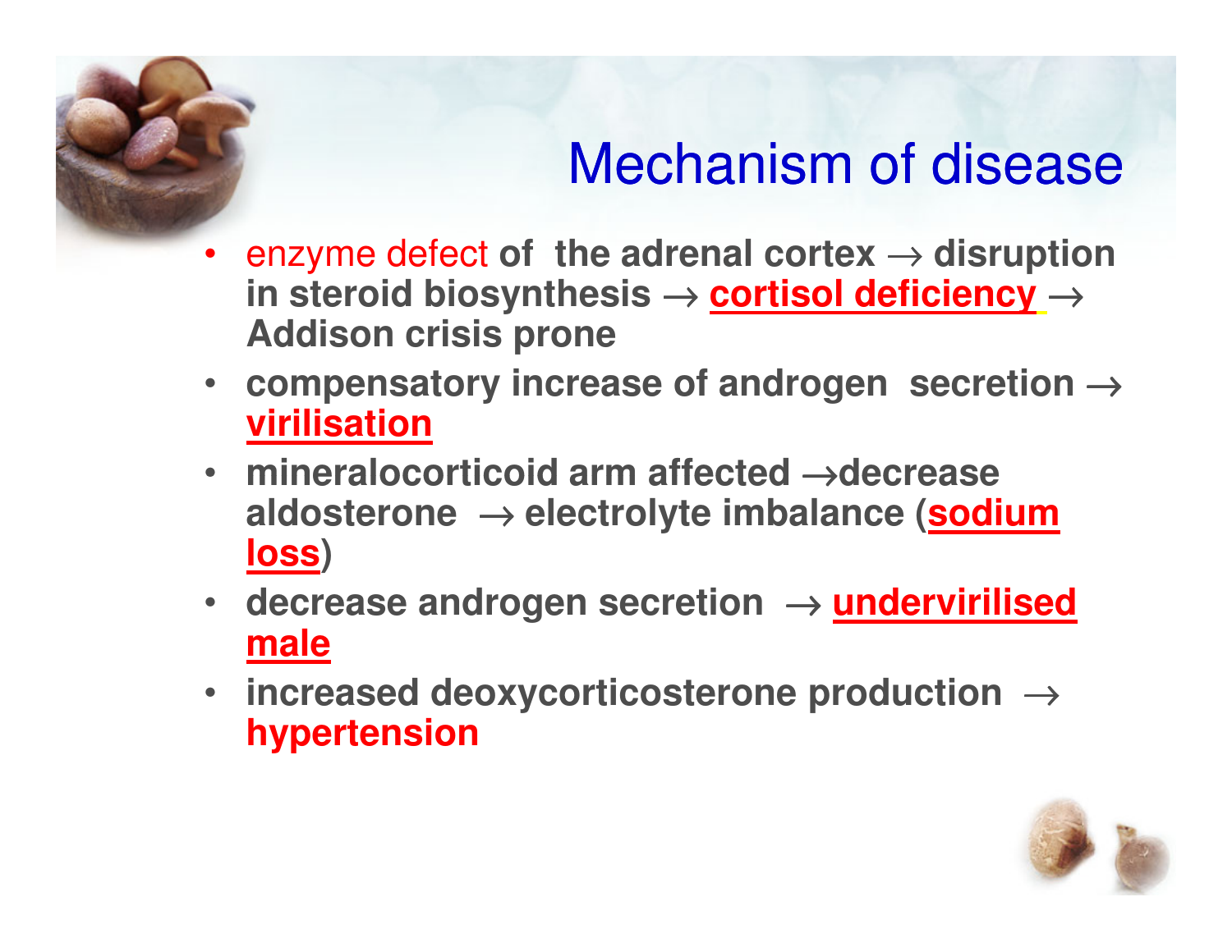# Mechanism of disease

- enzyme defect **of the adrenal cortex → disruption in steroid biosynthesis → cortisol deficiency → Addison crisis prone**
- **compensatory increase of androgen secretion → virilisation**
- **mineralocorticoid arm affected → decrease aldosterone → electrolyte imbalance (sodium loss)**
- **decrease androgen secretion → undervirilised male**
- **increased deoxycorticosterone production → hypertension**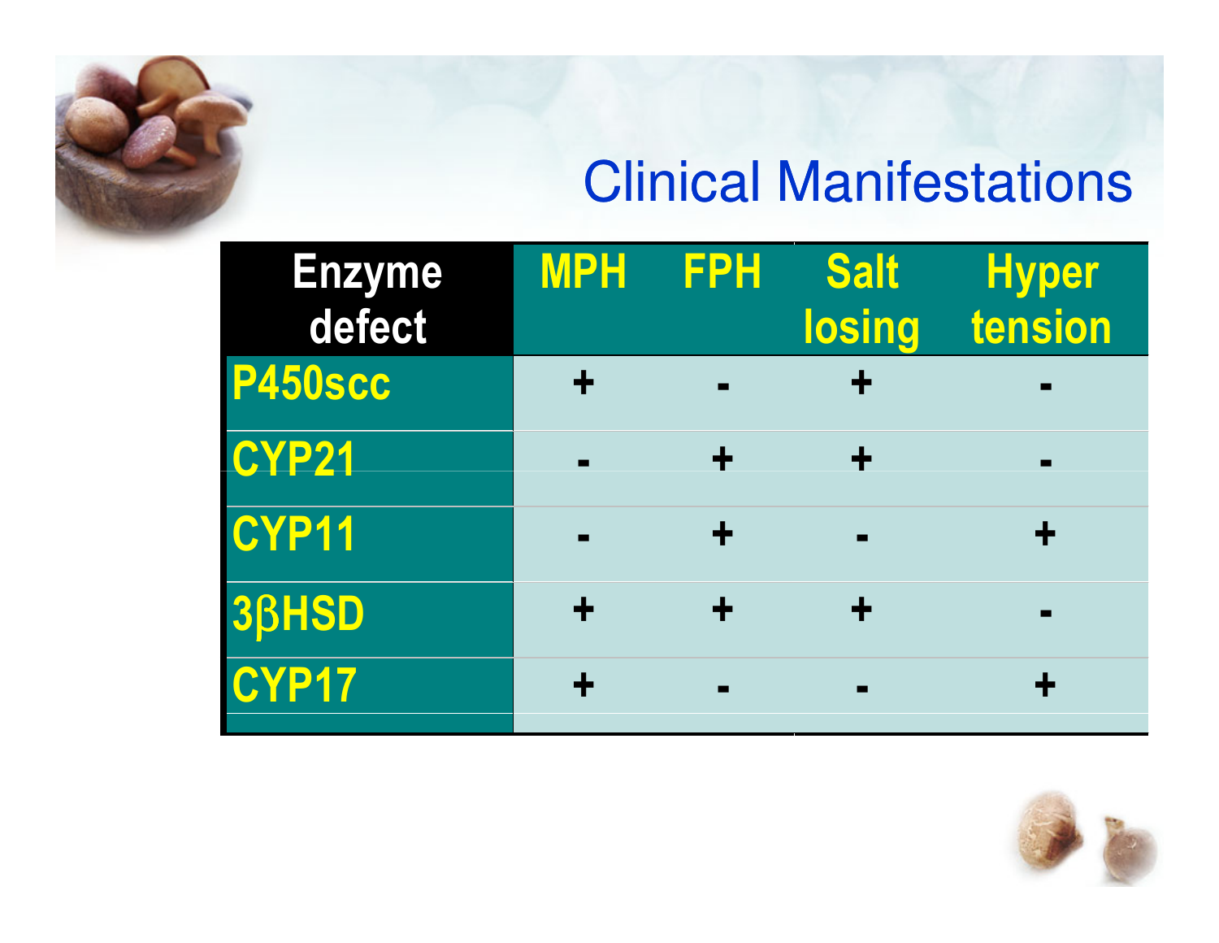# Clinical Manifestations

| Enzyme defect | MPH | FPH | Salt losing | Hyper tension |
|---|---|---|---|---|
| P450scc | + | - | + | - |
| CYP21 | - | + | + | - |
| CYP11 | - | + | - | + |
| 3βHSD | + | + | + | - |
| CYP17 | + | - | - | + |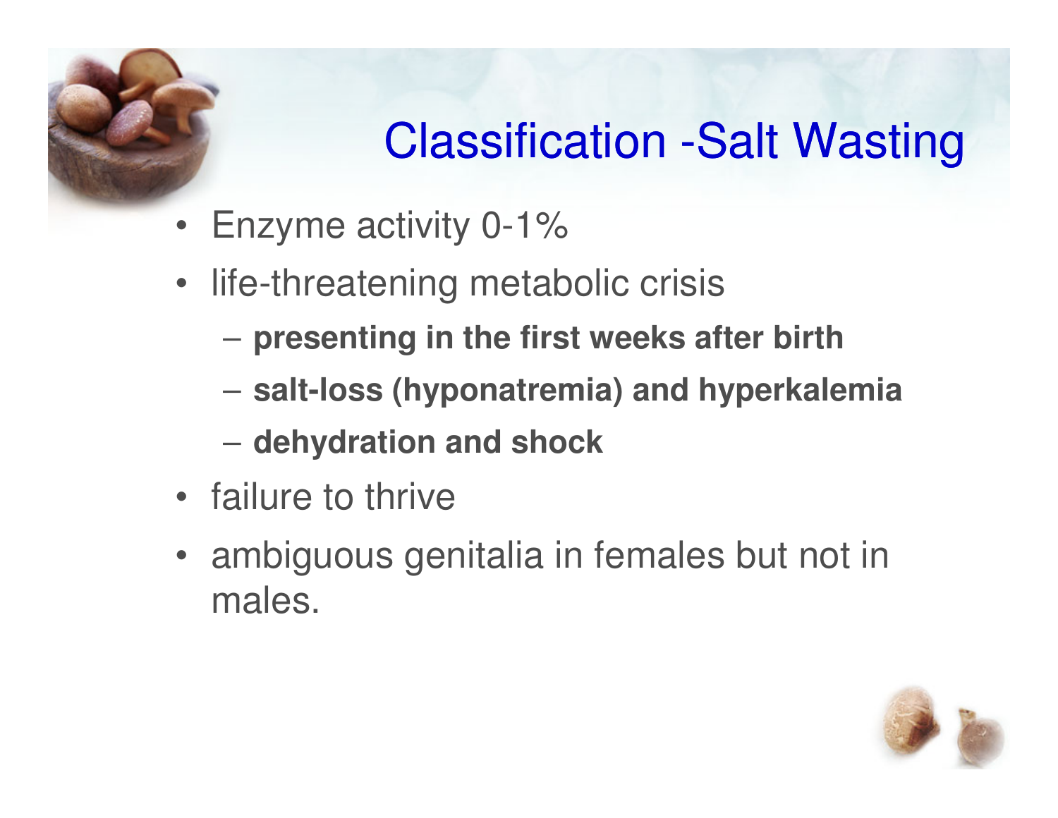# Classification -Salt Wasting

- Enzyme activity 0-1%
- life-threatening metabolic crisis
  - **presenting in the first weeks after birth**
  - **salt-loss (hyponatremia) and hyperkalemia**
  - **dehydration and shock**
- failure to thrive
- ambiguous genitalia in females but not in males.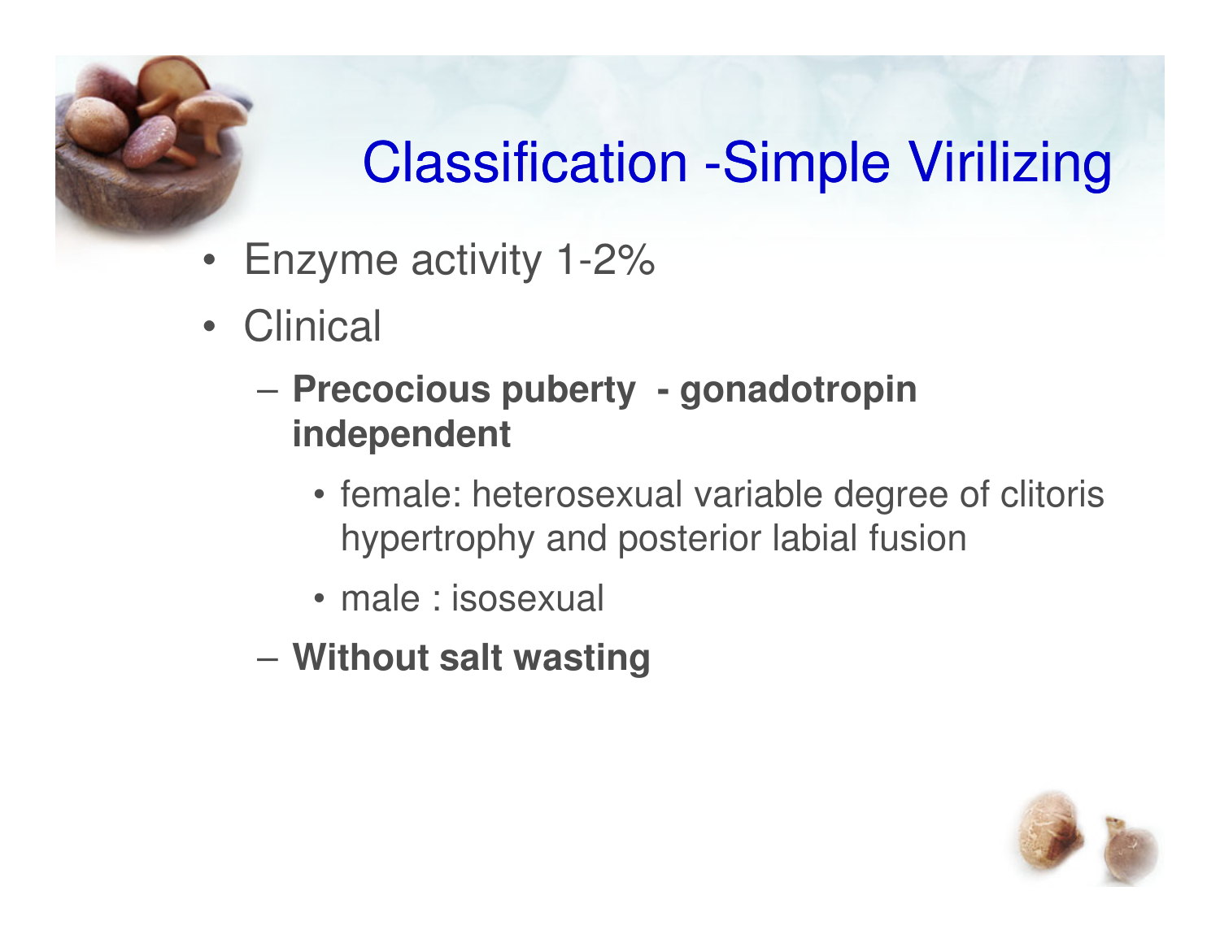# Classification -Simple Virilizing

- Enzyme activity 1-2%
- Clinical
  - **Precocious puberty - gonadotropin independent**
    - female: heterosexual variable degree of clitoris hypertrophy and posterior labial fusion
    - male : isosexual
  - **Without salt wasting**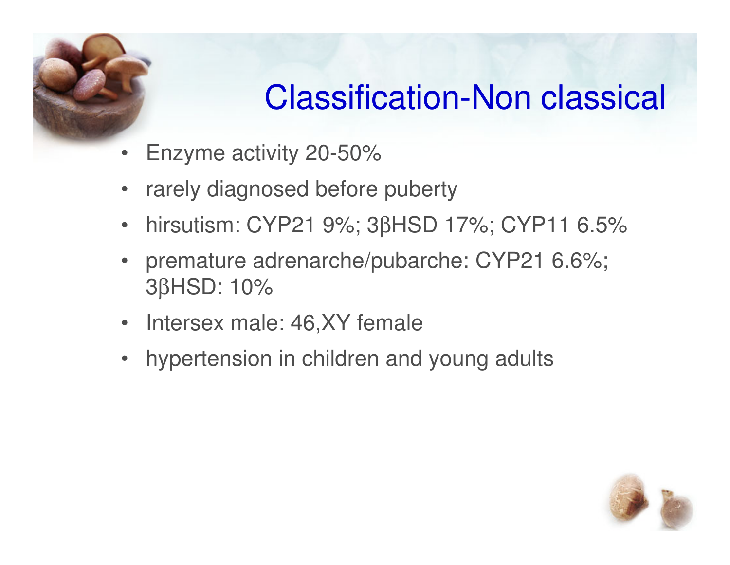# Classification-Non classical

- Enzyme activity 20-50%
- rarely diagnosed before puberty
- hirsutism: CYP21 9%; 3βHSD 17%; CYP11 6.5%
- premature adrenarche/pubarche: CYP21 6.6%; 3βHSD: 10%
- Intersex male: 46,XY female
- hypertension in children and young adults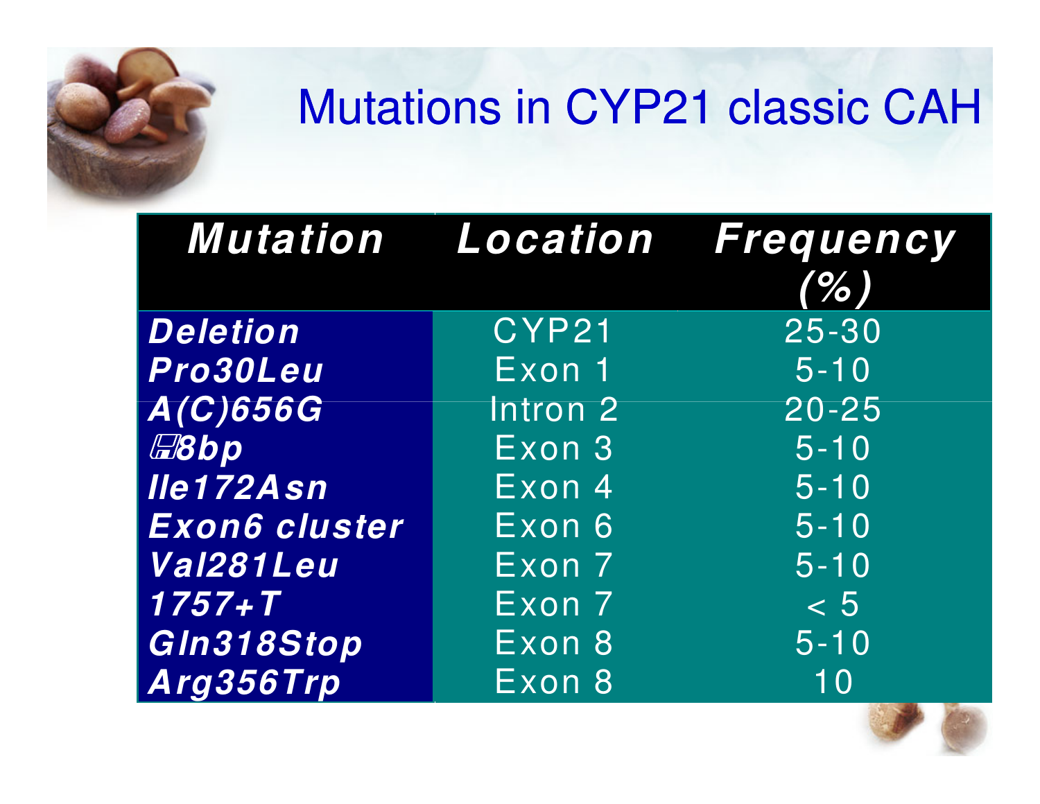# Mutations in CYP21 classic CAH

| Mutation | Location | Frequency (%) |
|---|---|---|
| Deletion | CYP21 | 25-30 |
| Pro30Leu | Exon 1 | 5-10 |
| A(C)656G | Intron 2 | 20-25 |
| Δ8bp | Exon 3 | 5-10 |
| Ile172Asn | Exon 4 | 5-10 |
| Exon6 cluster | Exon 6 | 5-10 |
| Val281Leu | Exon 7 | 5-10 |
| 1757+T | Exon 7 | < 5 |
| Gln318Stop | Exon 8 | 5-10 |
| Arg356Trp | Exon 8 | 10 |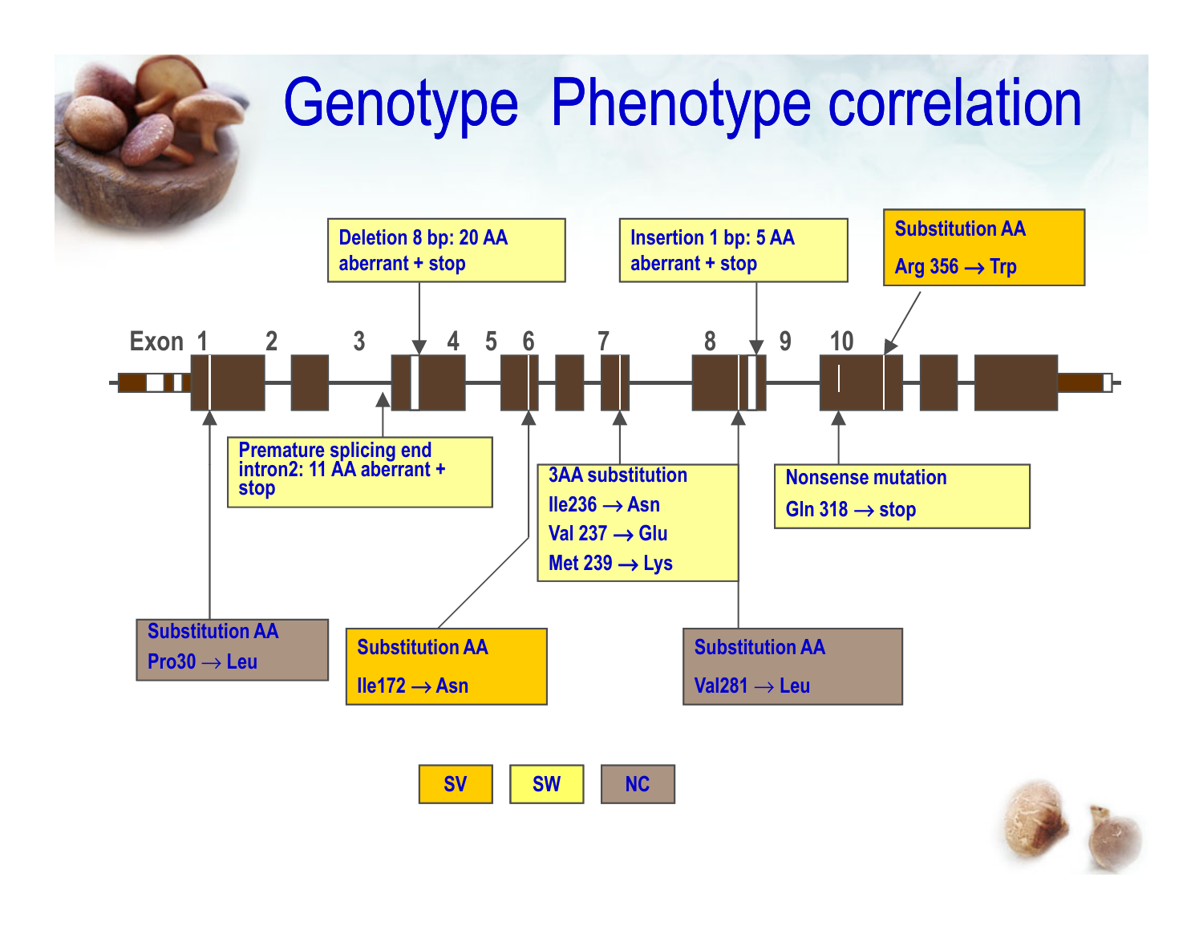# Genotype Phenotype correlation

Exon 1 2 3 4 5 6 7 8 9 10

Deletion 8 bp: 20 AA aberrant + stop

Insertion 1 bp: 5 AA aberrant + stop

Substitution AA
Arg 356 → Trp

Premature splicing end intron2: 11 AA aberrant + stop

3AA substitution
Ile236 → Asn
Val 237 → Glu
Met 239 → Lys

Nonsense mutation
Gln 318 → stop

Substitution AA
Pro30 → Leu

Substitution AA
Ile172 → Asn

Substitution AA
Val281 → Leu

SV

SW

NC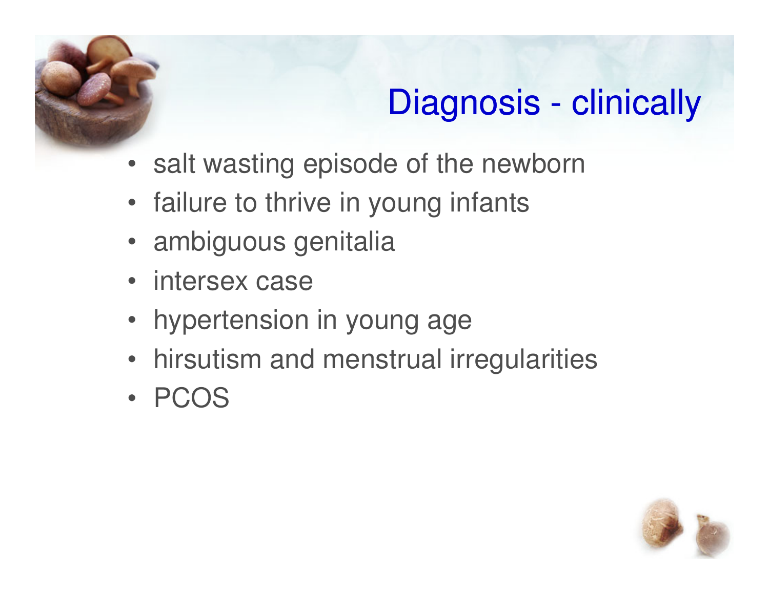# Diagnosis - clinically

- salt wasting episode of the newborn
- failure to thrive in young infants
- ambiguous genitalia
- intersex case
- hypertension in young age
- hirsutism and menstrual irregularities
- PCOS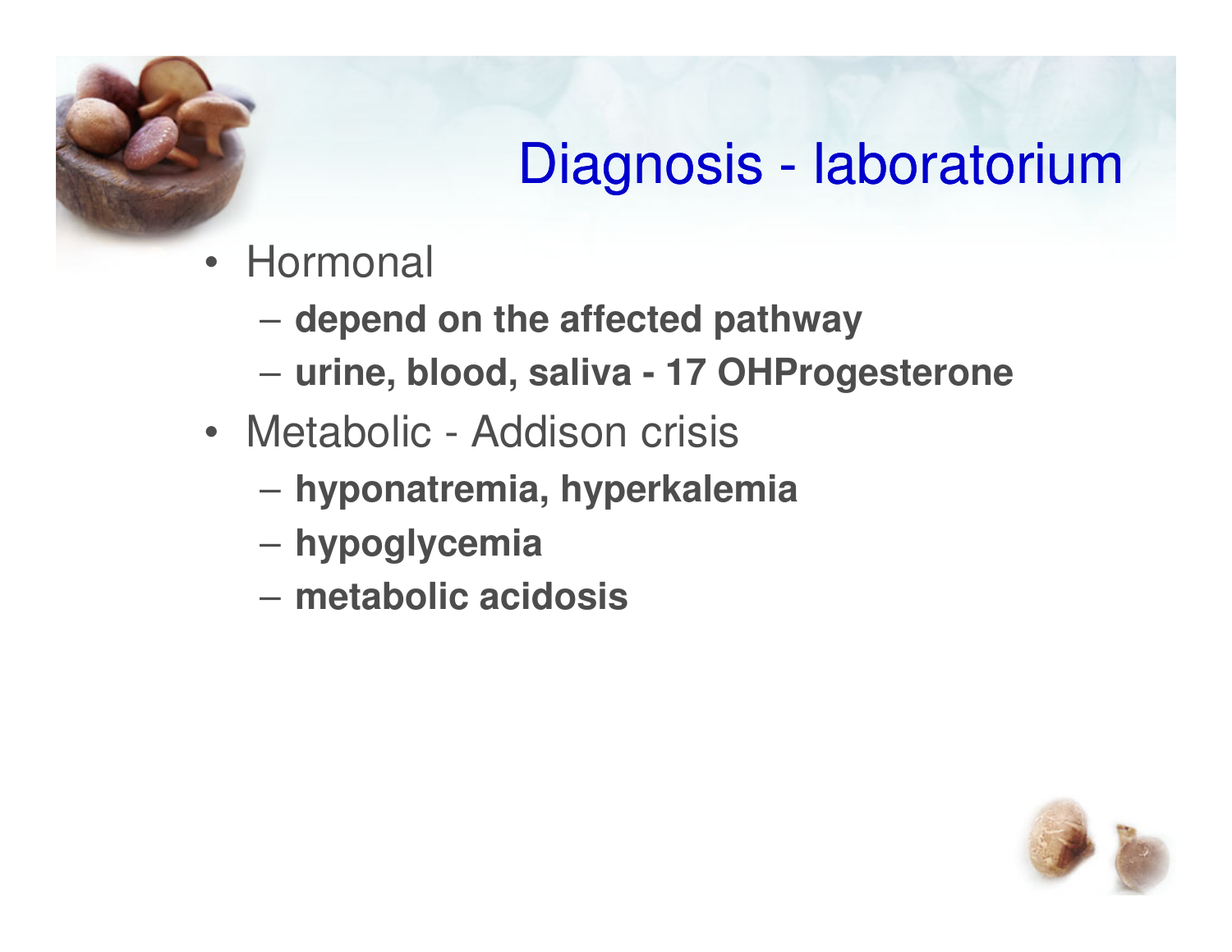# Diagnosis - laboratorium

- Hormonal
  - **depend on the affected pathway**
  - **urine, blood, saliva - 17 OHProgesterone**
- Metabolic - Addison crisis
  - **hyponatremia, hyperkalemia**
  - **hypoglycemia**
  - **metabolic acidosis**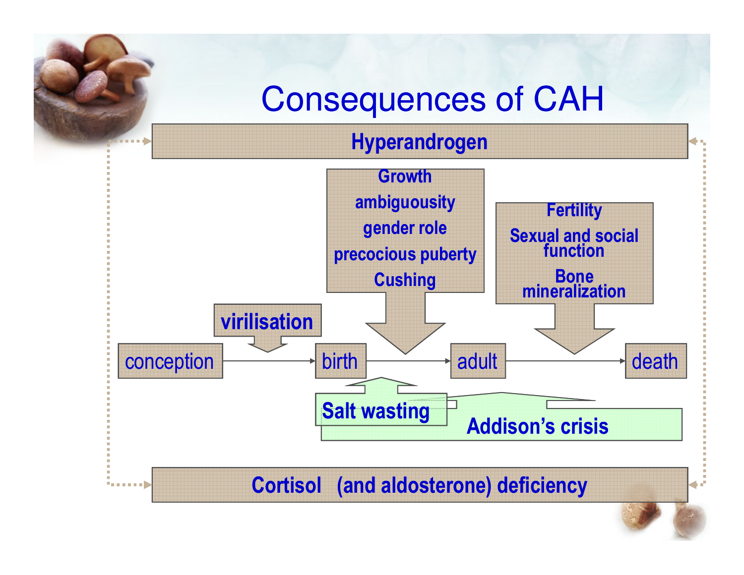# Consequences of CAH

Hyperandrogen

Growth
ambiguousity
gender role
precocious puberty
Cushing

Fertility
Sexual and social function
Bone mineralization

virilisation

conception

birth

adult

death

Salt wasting

Addison's crisis

Cortisol (and aldosterone) deficiency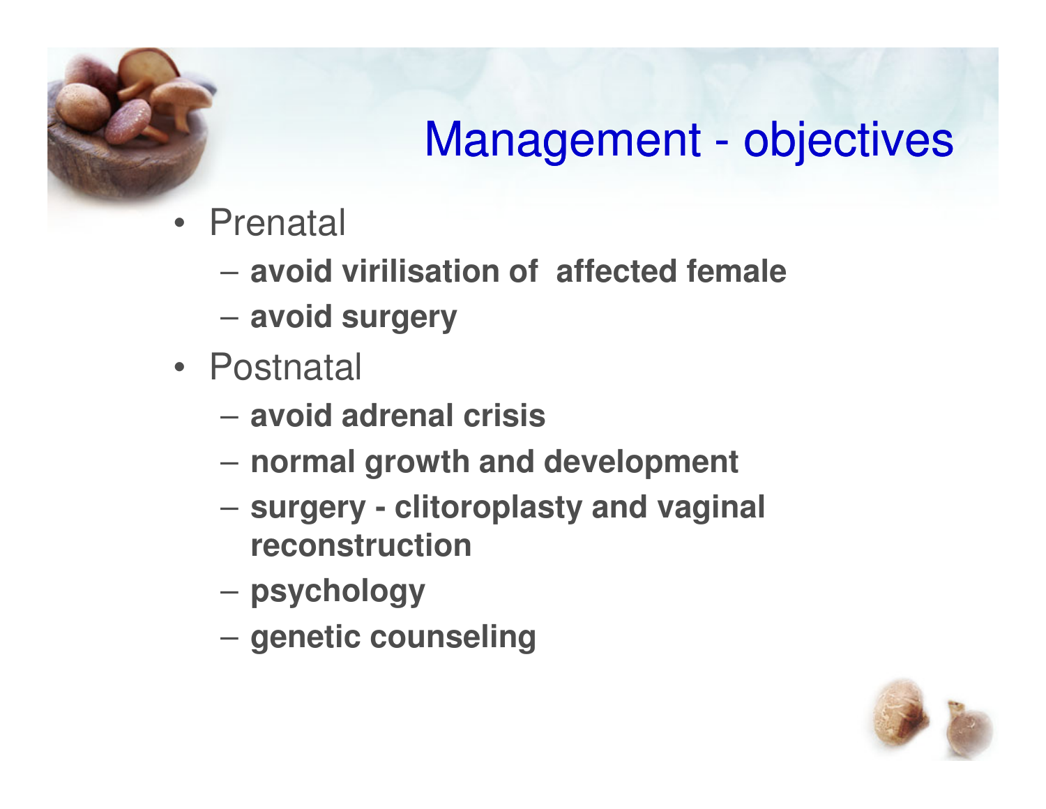# Management - objectives

- Prenatal
  - **avoid virilisation of affected female**
  - **avoid surgery**
- Postnatal
  - **avoid adrenal crisis**
  - **normal growth and development**
  - **surgery - clitoroplasty and vaginal reconstruction**
  - **psychology**
  - **genetic counseling**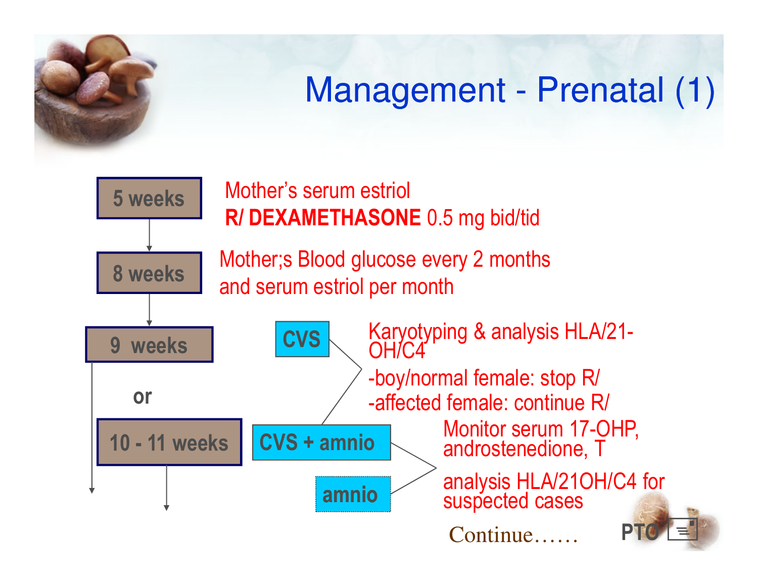# Management - Prenatal (1)

**5 weeks**

Mother's serum estriol
**R/ DEXAMETHASONE** 0.5 mg bid/tid

**8 weeks**

Mother;s Blood glucose every 2 months and serum estriol per month

**9 weeks** → **CVS**

Karyotyping & analysis HLA/21-OH/C4
- -boy/normal female: stop R/
- -affected female: continue R/

**or**

**10 - 11 weeks** → **CVS + amnio** / **amnio**

Monitor serum 17-OHP, androstenedione, T

analysis HLA/21OH/C4 for suspected cases

Continue……

PTO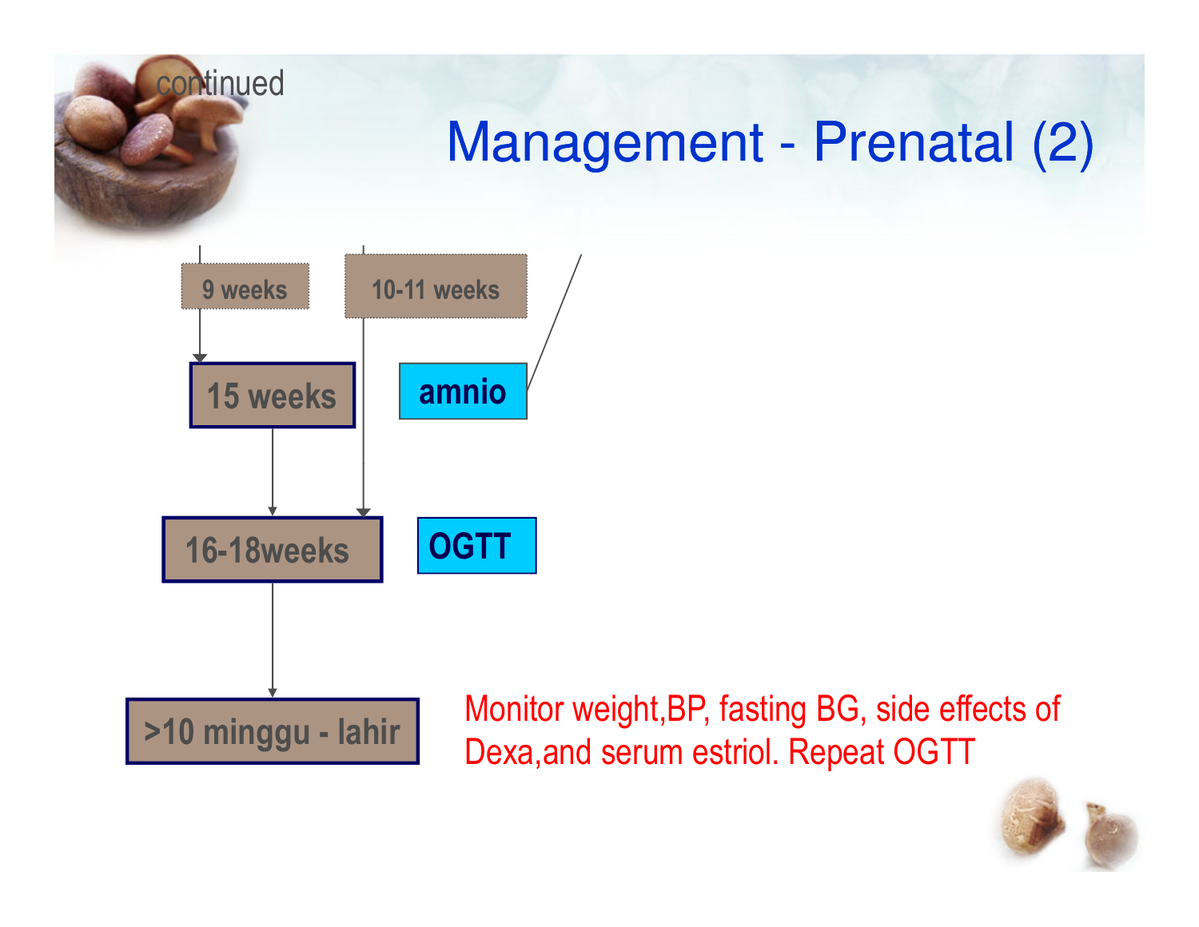continued

# Management - Prenatal (2)

9 weeks

10-11 weeks

15 weeks

amnio

16-18weeks

OGTT

>10 minggu - lahir

Monitor weight,BP, fasting BG, side effects of Dexa,and serum estriol. Repeat OGTT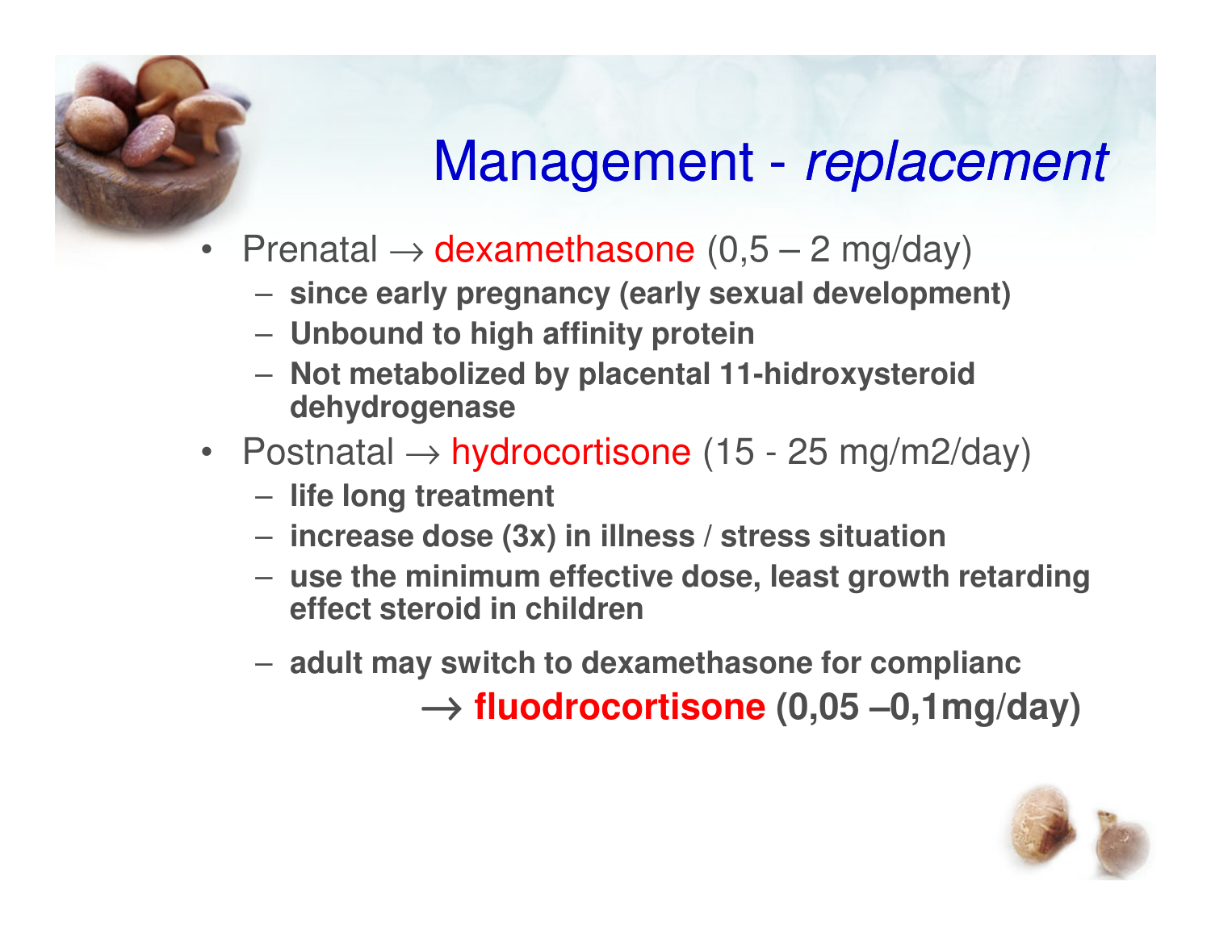# Management - *replacement*

- Prenatal → dexamethasone (0,5 – 2 mg/day)
  - **since early pregnancy (early sexual development)**
  - **Unbound to high affinity protein**
  - **Not metabolized by placental 11-hidroxysteroid dehydrogenase**
- Postnatal → hydrocortisone (15 - 25 mg/m2/day)
  - **life long treatment**
  - **increase dose (3x) in illness / stress situation**
  - **use the minimum effective dose, least growth retarding effect steroid in children**
  - **adult may switch to dexamethasone for complianc**

**→ fluodrocortisone (0,05 –0,1mg/day)**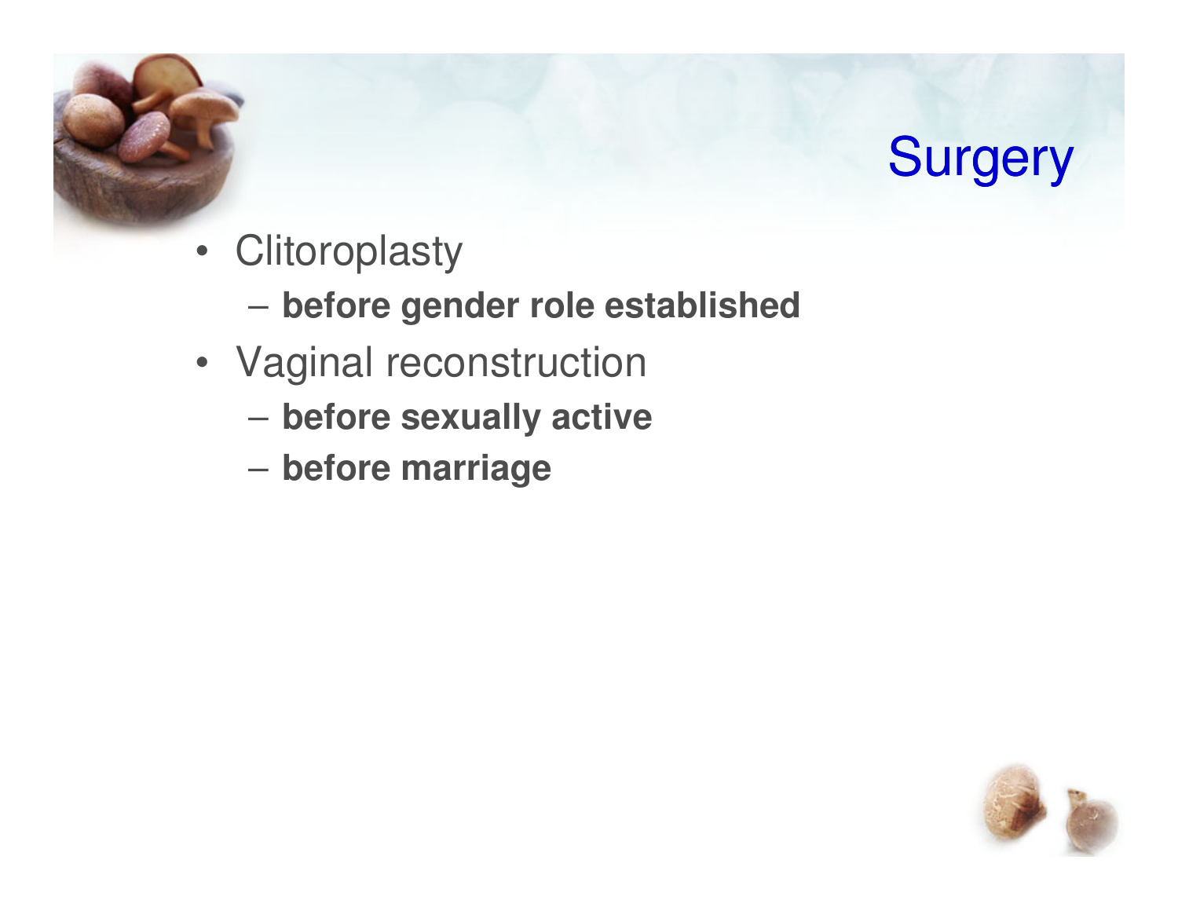# Surgery

- Clitoroplasty
  - **before gender role established**
- Vaginal reconstruction
  - **before sexually active**
  - **before marriage**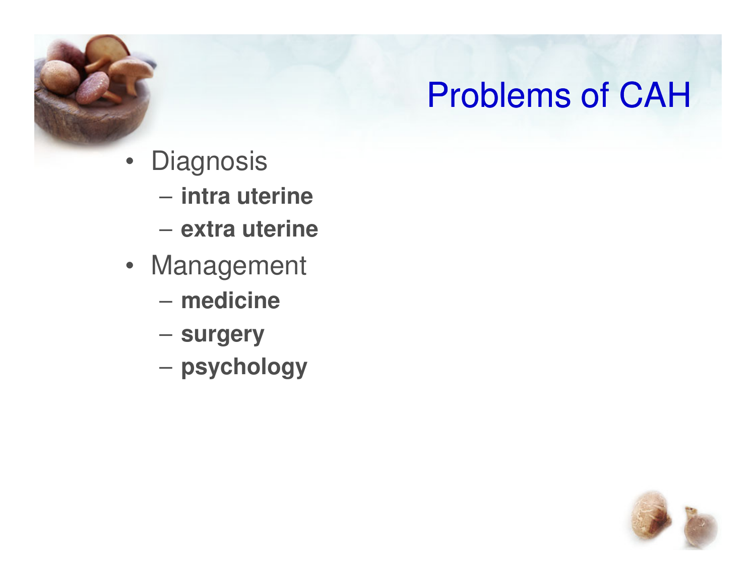# Problems of CAH

- Diagnosis
  - **intra uterine**
  - **extra uterine**
- Management
  - **medicine**
  - **surgery**
  - **psychology**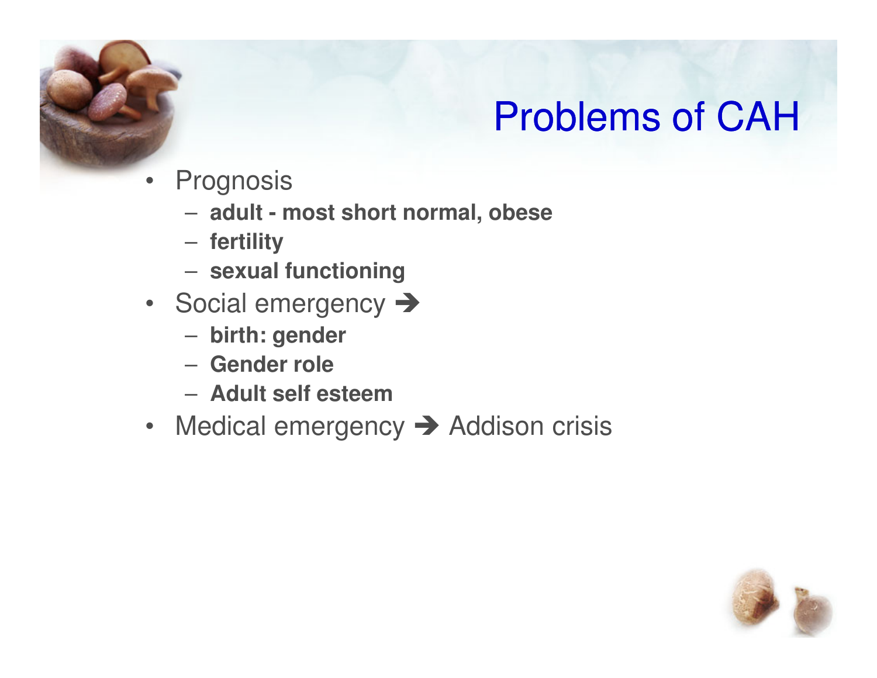# Problems of CAH

- Prognosis
  - **adult - most short normal, obese**
  - **fertility**
  - **sexual functioning**
- Social emergency ➔
  - **birth: gender**
  - **Gender role**
  - **Adult self esteem**
- Medical emergency ➔ Addison crisis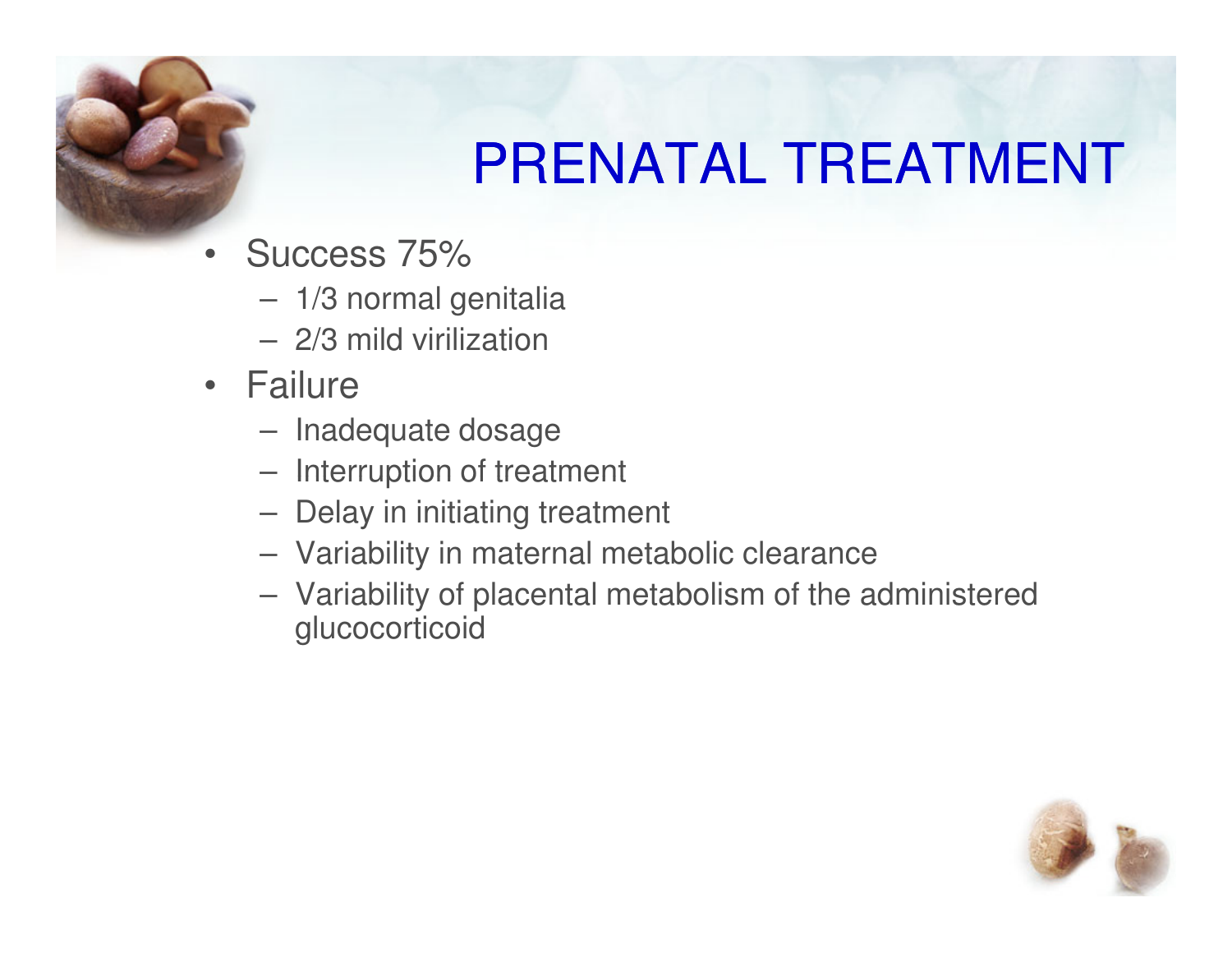# PRENATAL TREATMENT

- Success 75%
  - 1/3 normal genitalia
  - 2/3 mild virilization
- Failure
  - Inadequate dosage
  - Interruption of treatment
  - Delay in initiating treatment
  - Variability in maternal metabolic clearance
  - Variability of placental metabolism of the administered glucocorticoid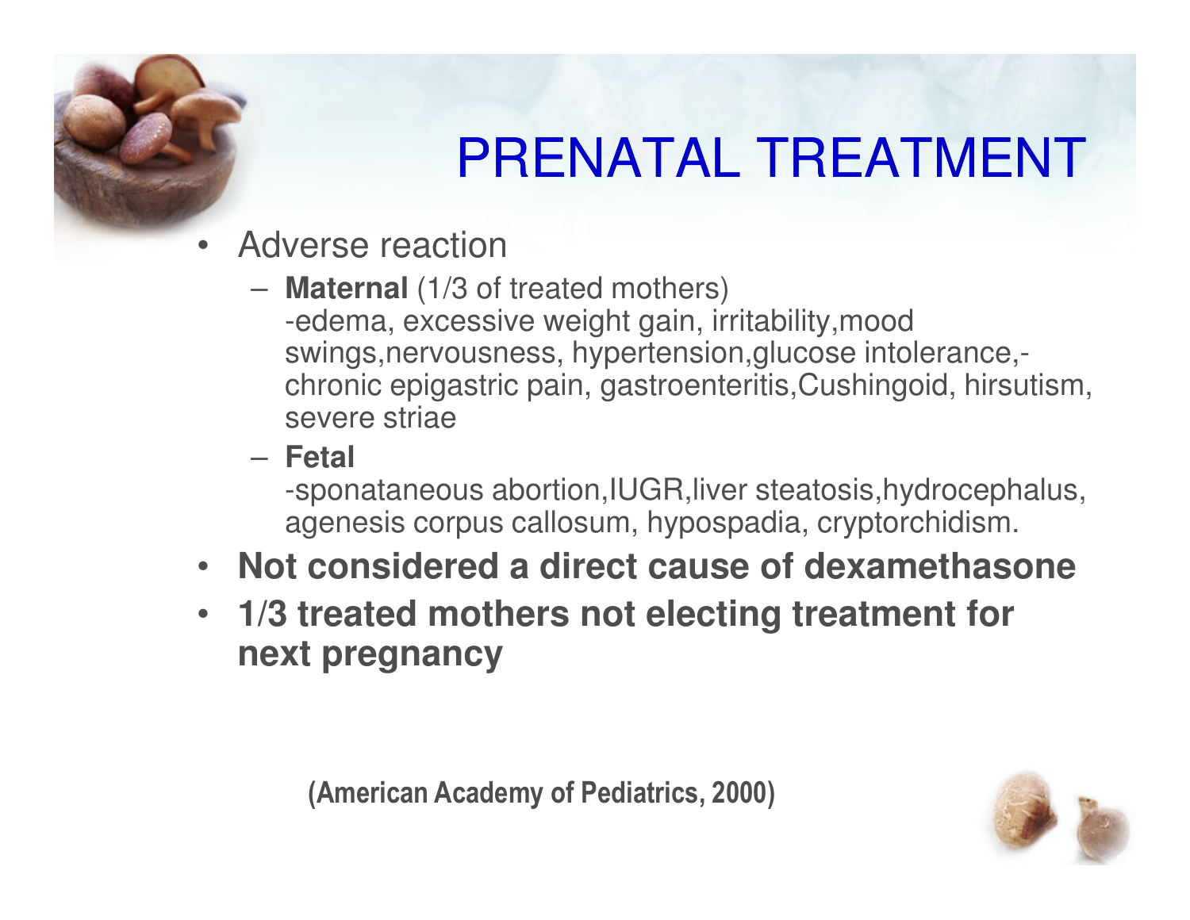# PRENATAL TREATMENT

- Adverse reaction
  - **Maternal** (1/3 of treated mothers)
    -edema, excessive weight gain, irritability,mood swings,nervousness, hypertension,glucose intolerance,-chronic epigastric pain, gastroenteritis,Cushingoid, hirsutism, severe striae
  - **Fetal**
    -sponataneous abortion,IUGR,liver steatosis,hydrocephalus, agenesis corpus callosum, hypospadia, cryptorchidism.
- **Not considered a direct cause of dexamethasone**
- **1/3 treated mothers not electing treatment for next pregnancy**

**(American Academy of Pediatrics, 2000)**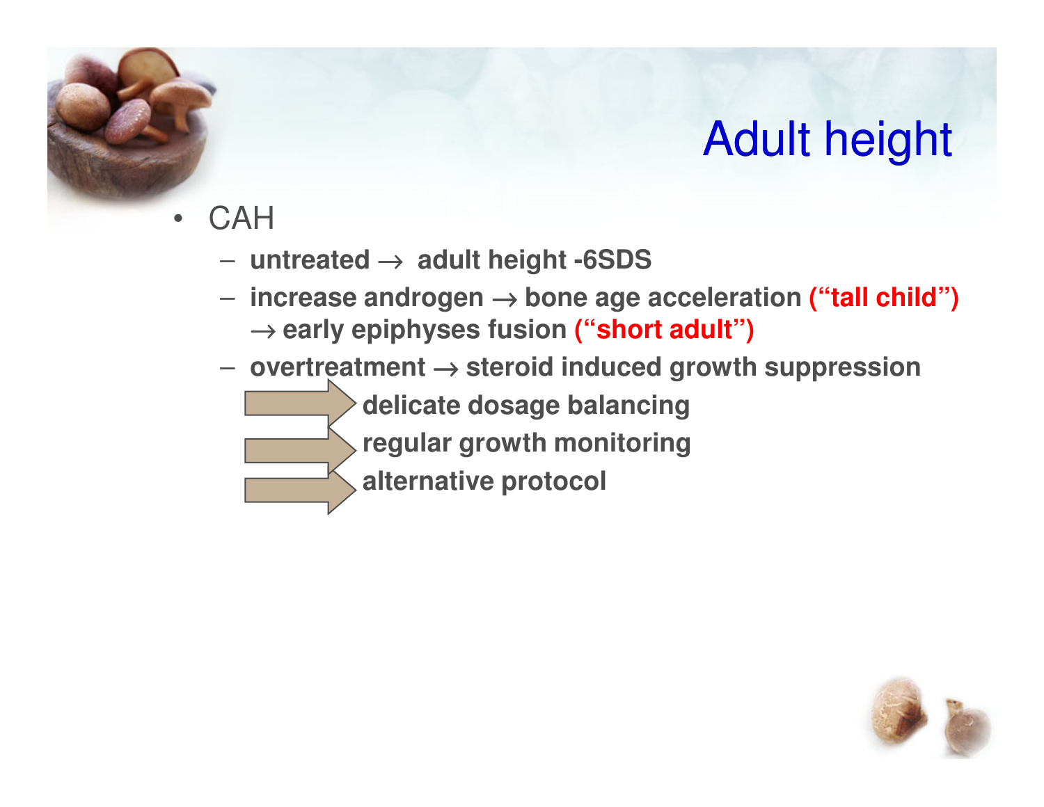# Adult height

- CAH
  - **untreated → adult height -6SDS**
  - **increase androgen → bone age acceleration ("tall child") → early epiphyses fusion ("short adult")**
  - **overtreatment → steroid induced growth suppression**
    - **delicate dosage balancing**
    - **regular growth monitoring**
    - **alternative protocol**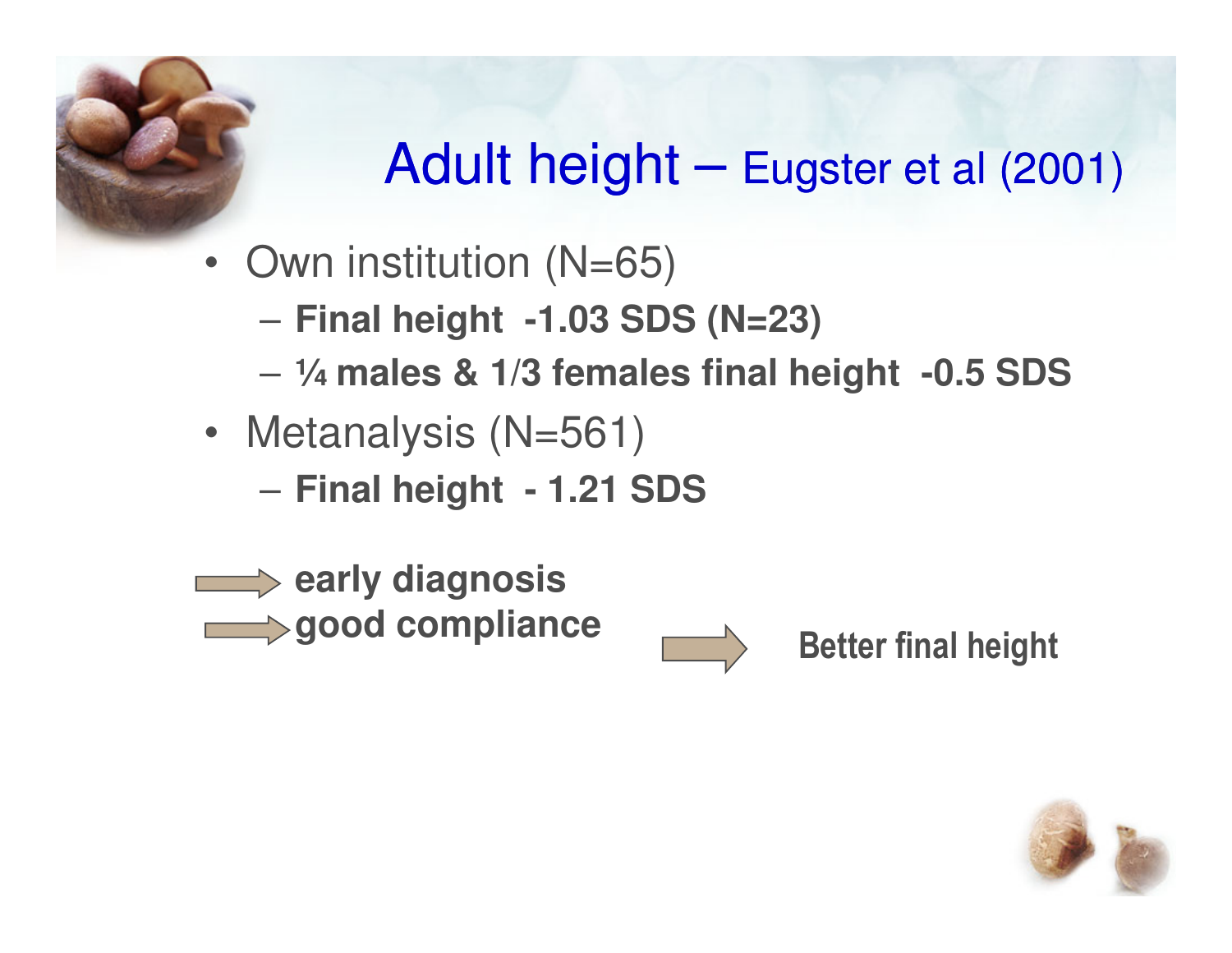# Adult height – Eugster et al (2001)

- Own institution (N=65)
  - **Final height -1.03 SDS (N=23)**
  - **¼ males & 1/3 females final height -0.5 SDS**
- Metanalysis (N=561)
  - **Final height - 1.21 SDS**

→ **early diagnosis**

→ **good compliance**

→ **Better final height**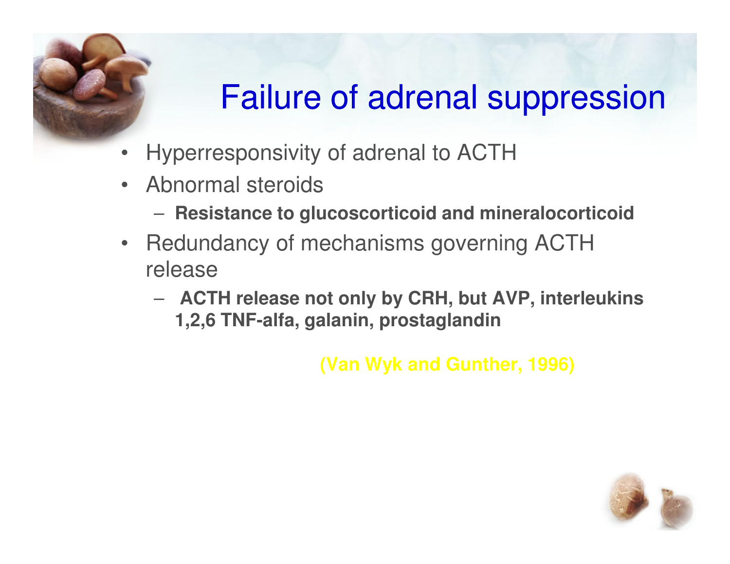# Failure of adrenal suppression

- Hyperresponsivity of adrenal to ACTH
- Abnormal steroids
  - **Resistance to glucoscorticoid and mineralocorticoid**
- Redundancy of mechanisms governing ACTH release
  - **ACTH release not only by CRH, but AVP, interleukins 1,2,6 TNF-alfa, galanin, prostaglandin**

**(Van Wyk and Gunther, 1996)**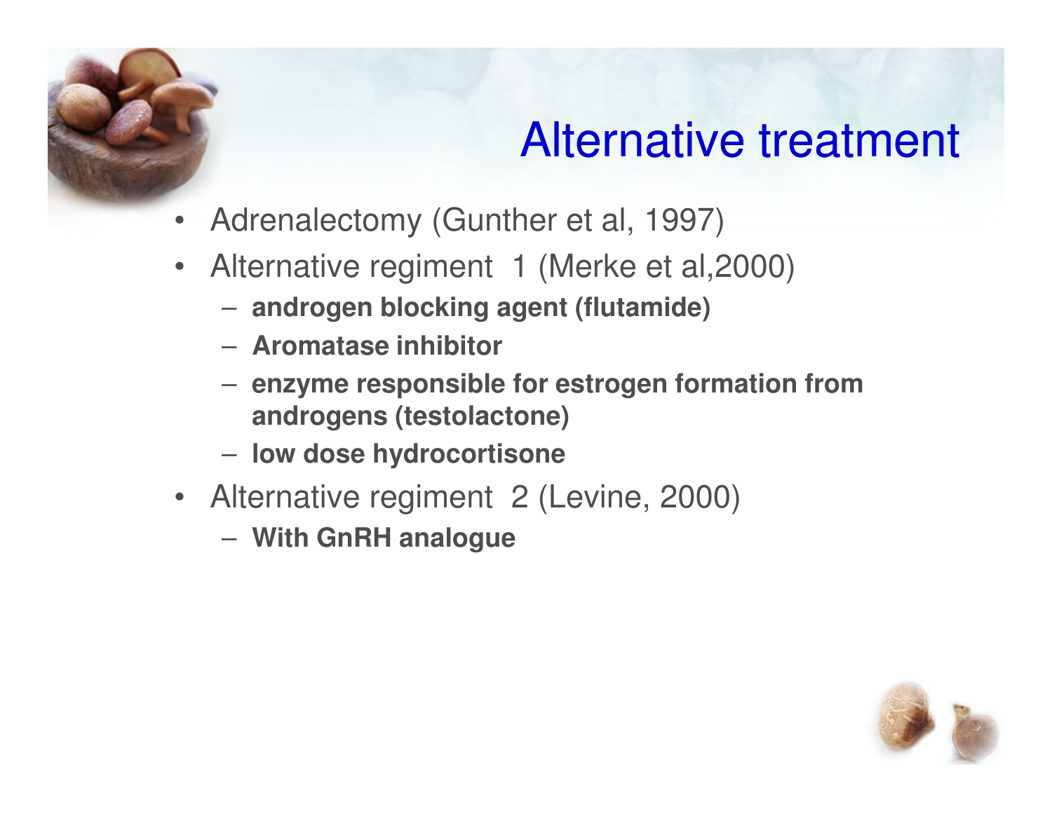# Alternative treatment

- Adrenalectomy (Gunther et al, 1997)
- Alternative regiment 1 (Merke et al,2000)
  - **androgen blocking agent (flutamide)**
  - **Aromatase inhibitor**
  - **enzyme responsible for estrogen formation from androgens (testolactone)**
  - **low dose hydrocortisone**
- Alternative regiment 2 (Levine, 2000)
  - **With GnRH analogue**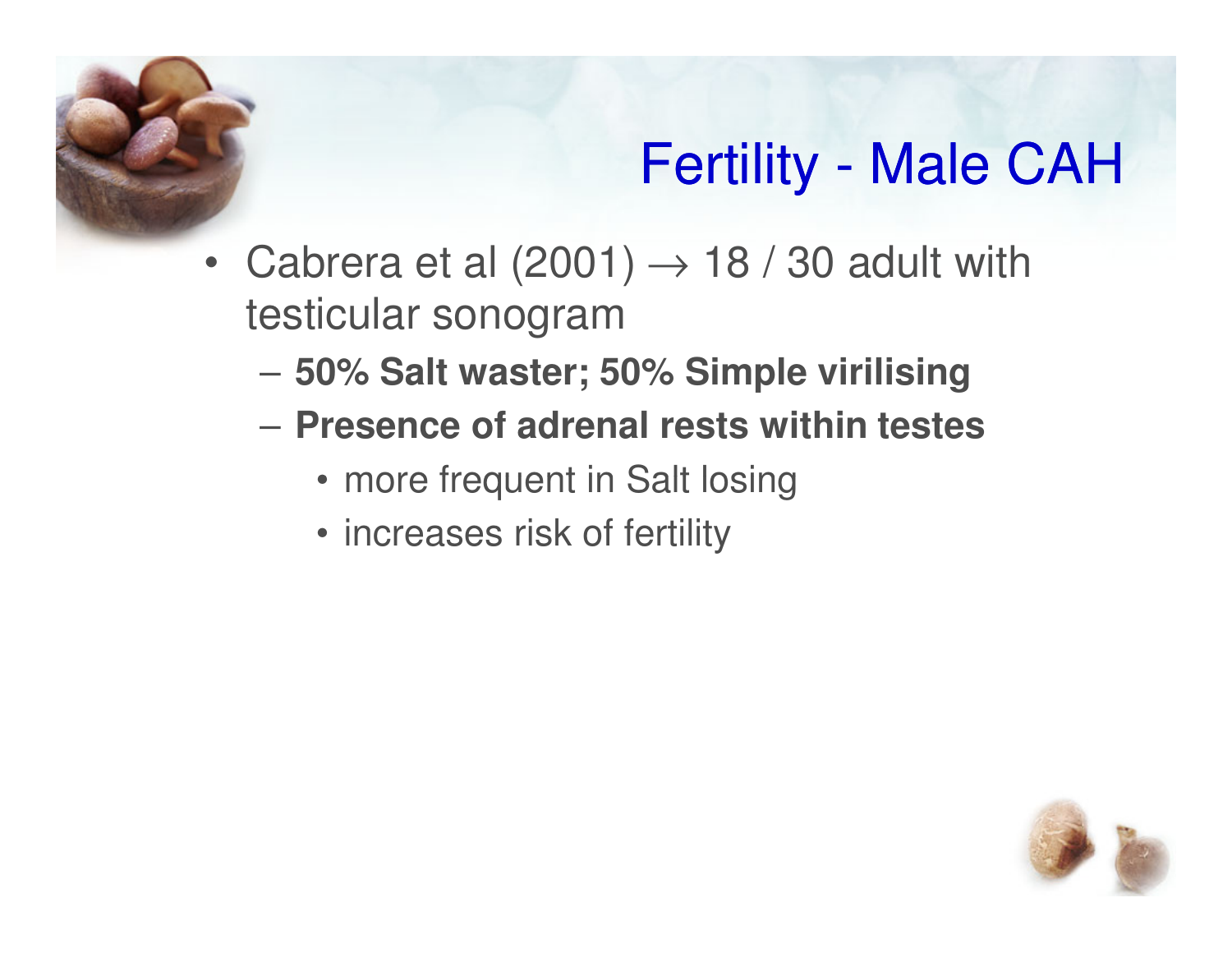# Fertility - Male CAH

- Cabrera et al (2001) → 18 / 30 adult with testicular sonogram
  - **50% Salt waster; 50% Simple virilising**
  - **Presence of adrenal rests within testes**
    - more frequent in Salt losing
    - increases risk of fertility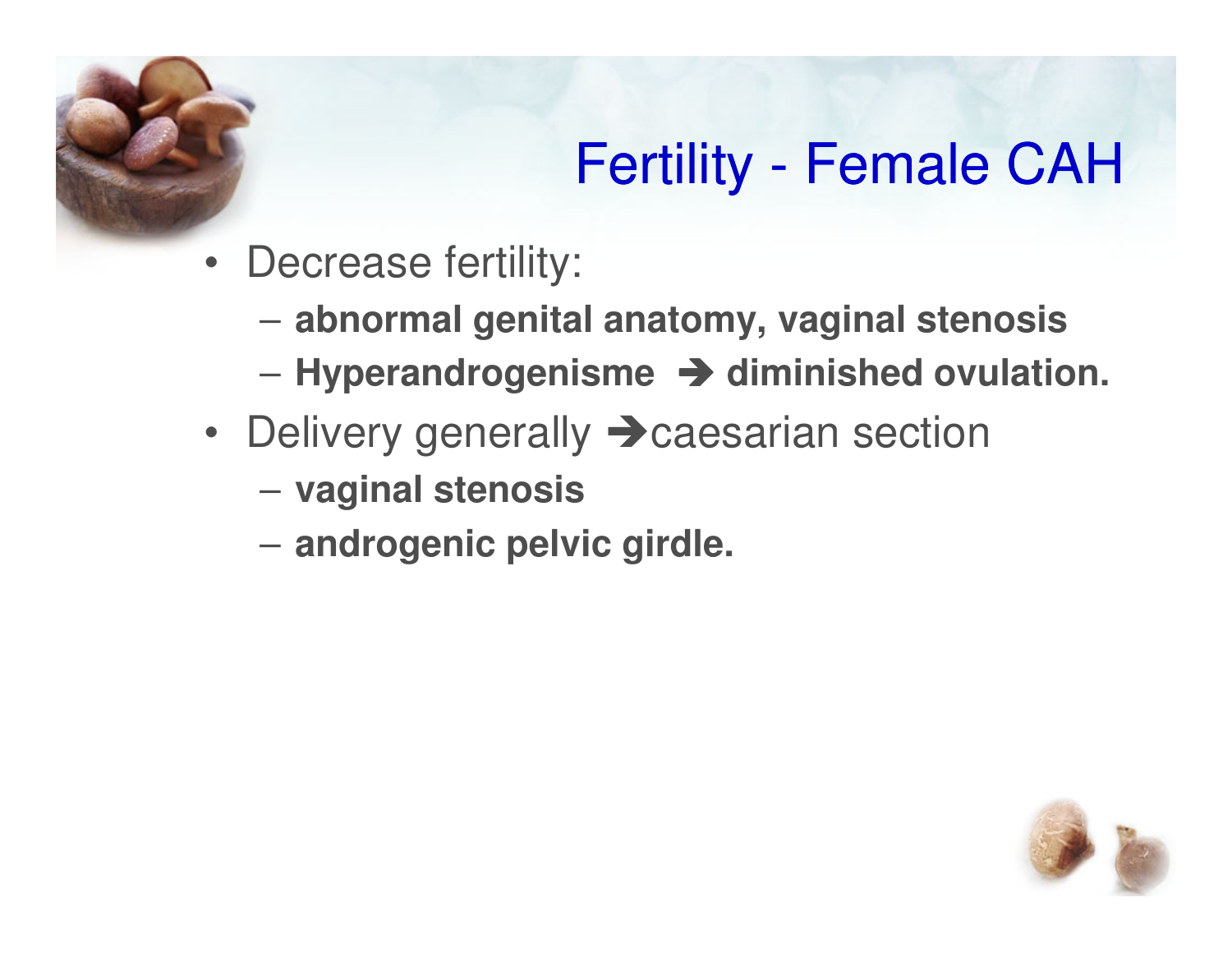# Fertility - Female CAH

- Decrease fertility:
  - **abnormal genital anatomy, vaginal stenosis**
  - **Hyperandrogenisme ➔ diminished ovulation.**
- Delivery generally ➔caesarian section
  - **vaginal stenosis**
  - **androgenic pelvic girdle.**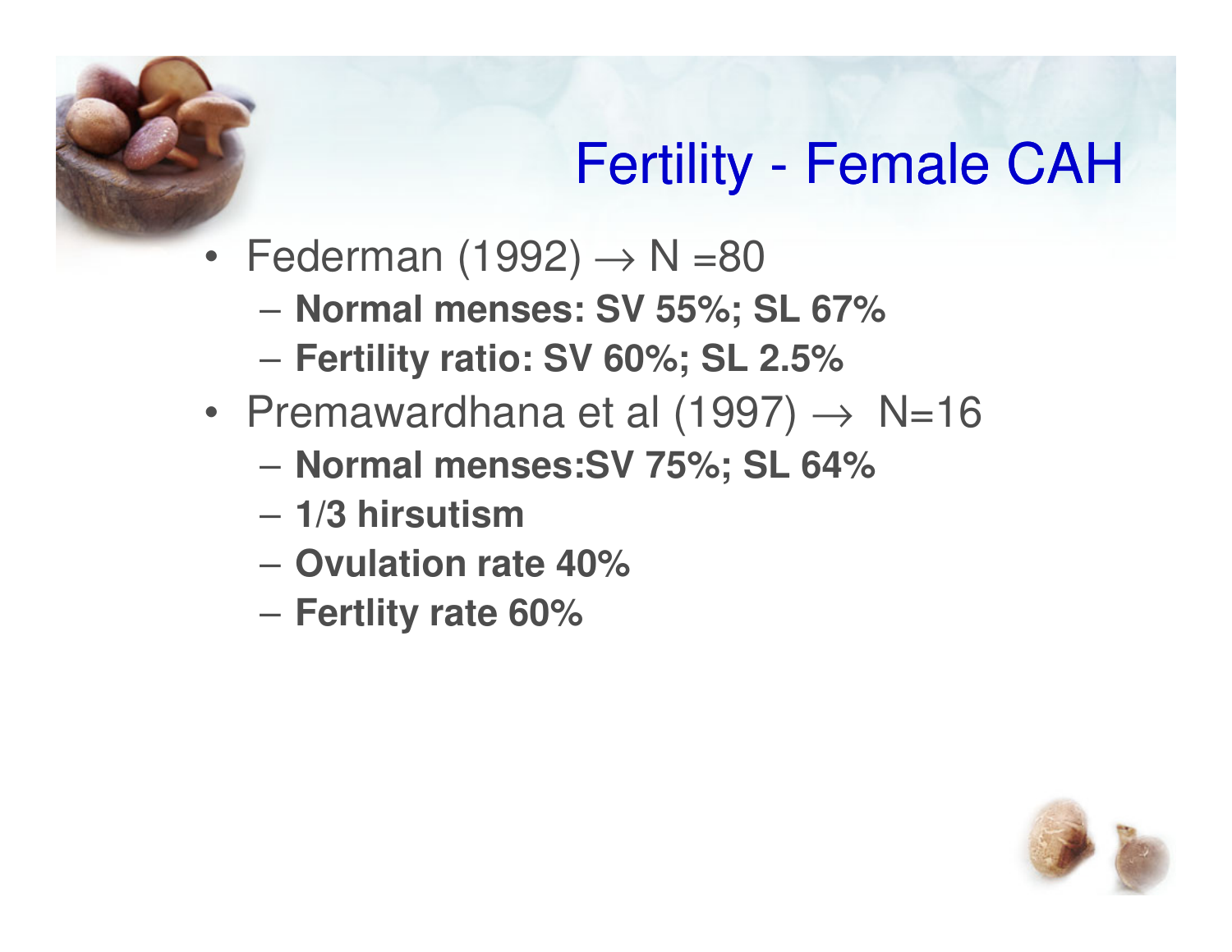# Fertility - Female CAH

- Federman (1992) → N =80
  - **Normal menses: SV 55%; SL 67%**
  - **Fertility ratio: SV 60%; SL 2.5%**
- Premawardhana et al (1997) → N=16
  - **Normal menses:SV 75%; SL 64%**
  - **1/3 hirsutism**
  - **Ovulation rate 40%**
  - **Fertlity rate 60%**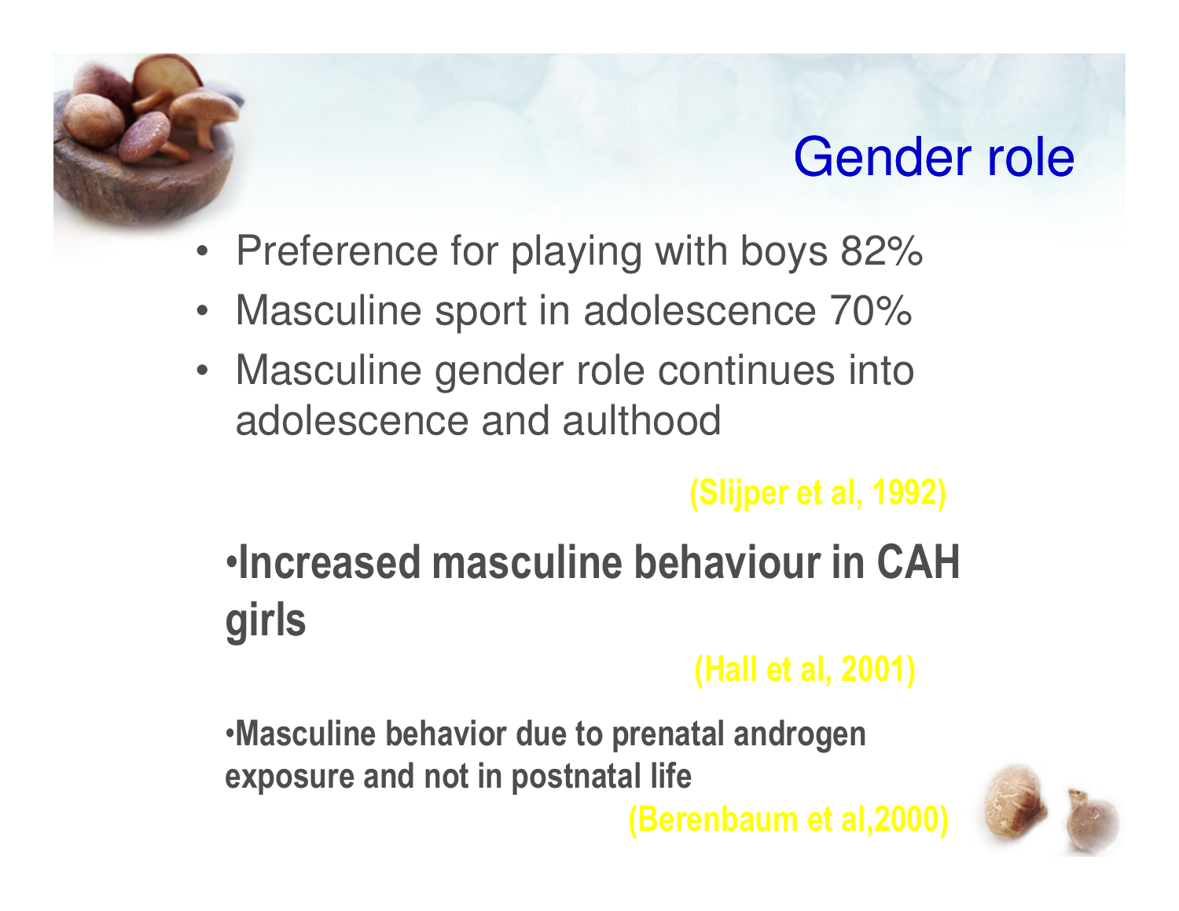# Gender role

- Preference for playing with boys 82%
- Masculine sport in adolescence 70%
- Masculine gender role continues into adolescence and aulthood

(Slijper et al, 1992)

- **Increased masculine behaviour in CAH girls**

(Hall et al, 2001)

- **Masculine behavior due to prenatal androgen exposure and not in postnatal life**

(Berenbaum et al,2000)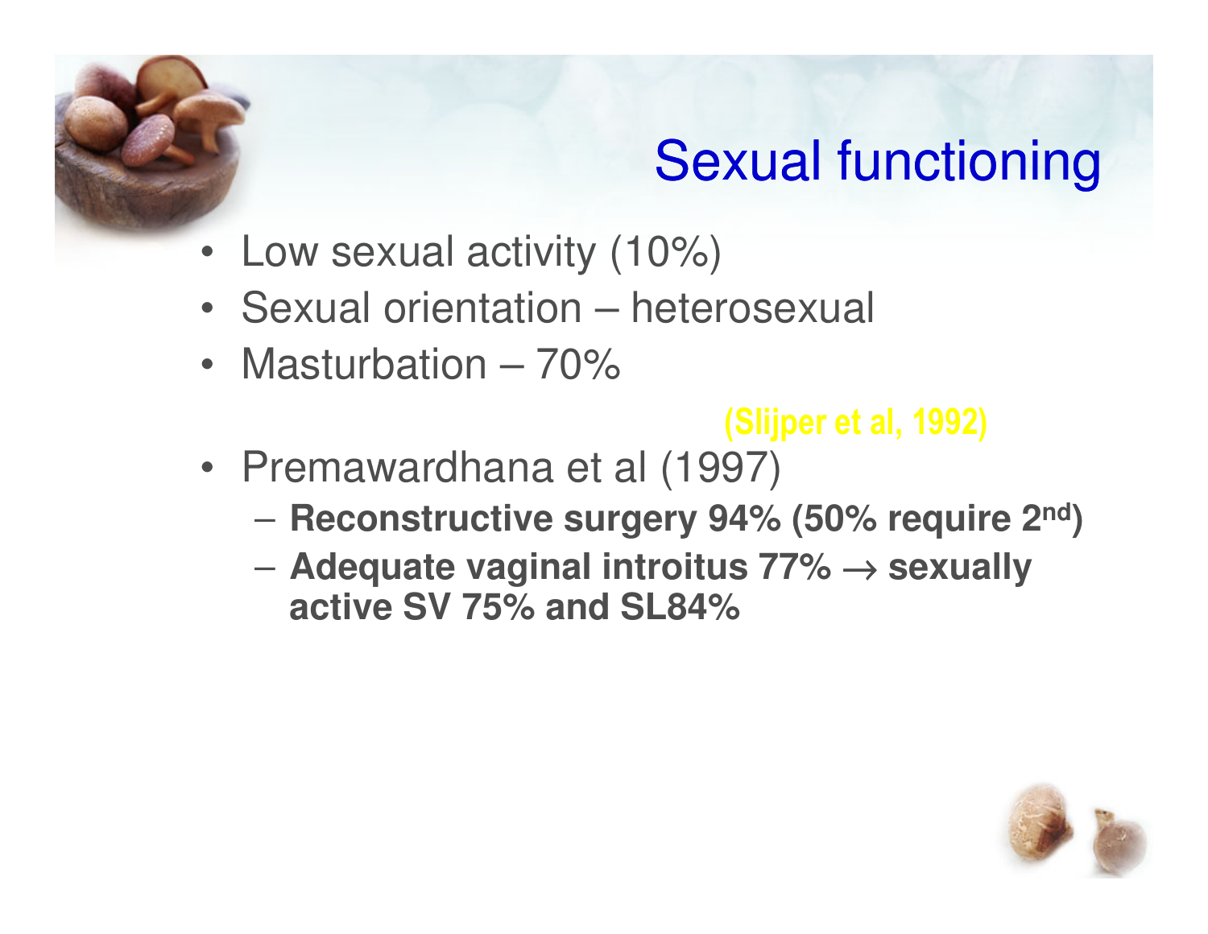# Sexual functioning

- Low sexual activity (10%)
- Sexual orientation – heterosexual
- Masturbation – 70%

(Slijper et al, 1992)

- Premawardhana et al (1997)
  - **Reconstructive surgery 94% (50% require 2nd)**
  - **Adequate vaginal introitus 77% → sexually active SV 75% and SL84%**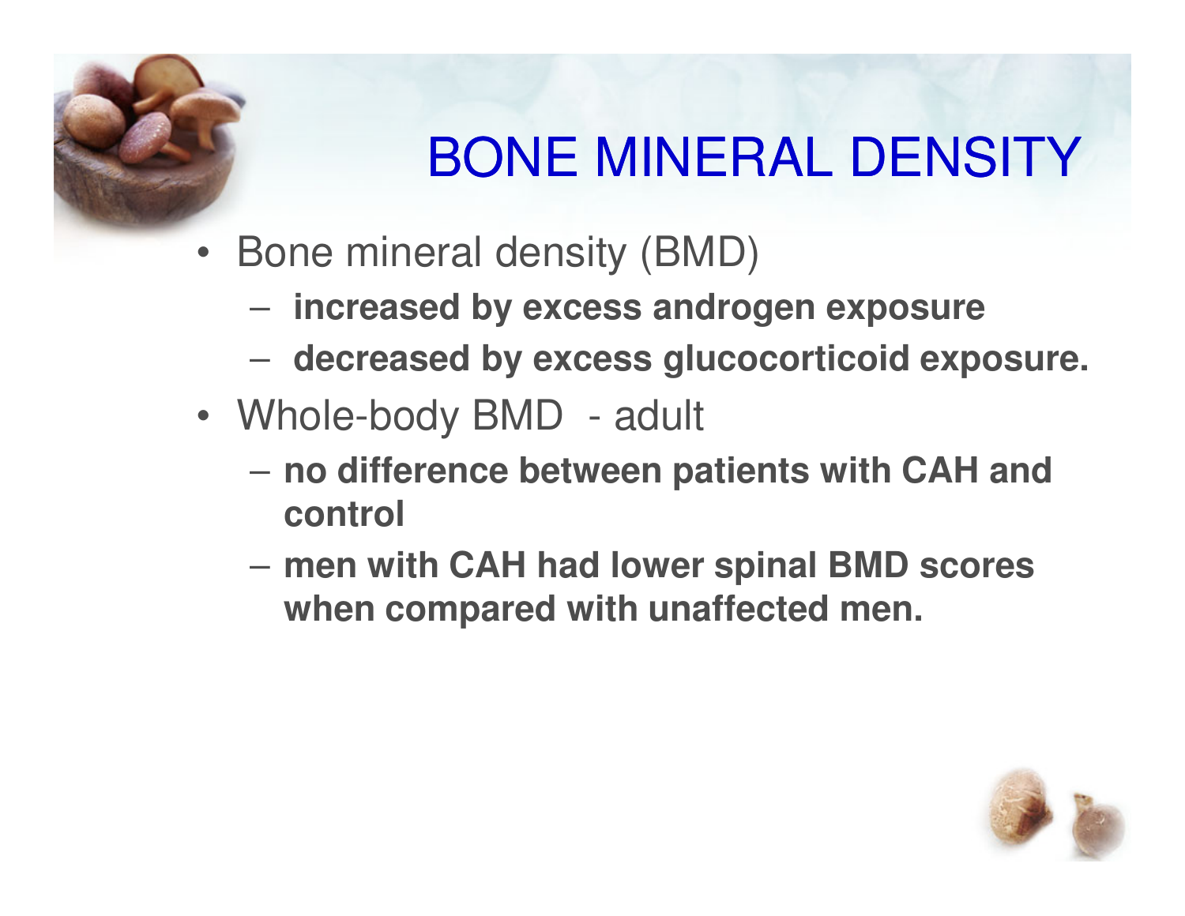# BONE MINERAL DENSITY

- Bone mineral density (BMD)
  - **increased by excess androgen exposure**
  - **decreased by excess glucocorticoid exposure.**
- Whole-body BMD - adult
  - **no difference between patients with CAH and control**
  - **men with CAH had lower spinal BMD scores when compared with unaffected men.**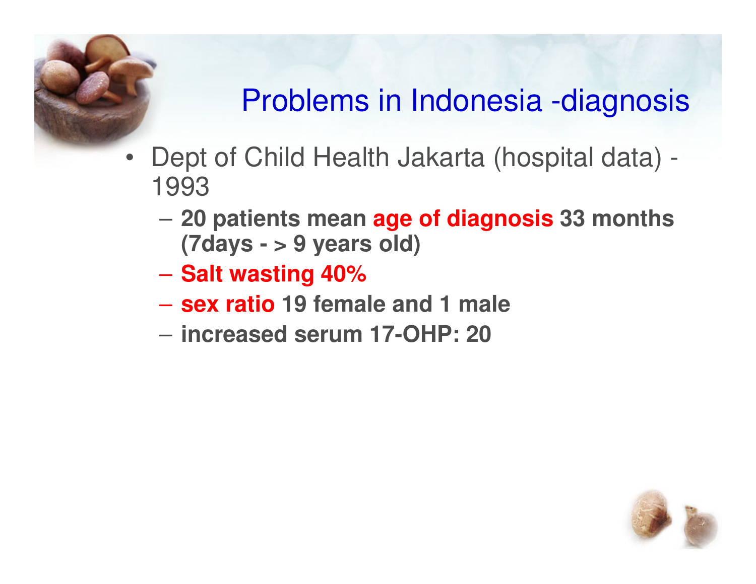# Problems in Indonesia -diagnosis

- Dept of Child Health Jakarta (hospital data) - 1993
  - **20 patients mean age of diagnosis 33 months (7days - > 9 years old)**
  - **Salt wasting 40%**
  - **sex ratio 19 female and 1 male**
  - **increased serum 17-OHP: 20**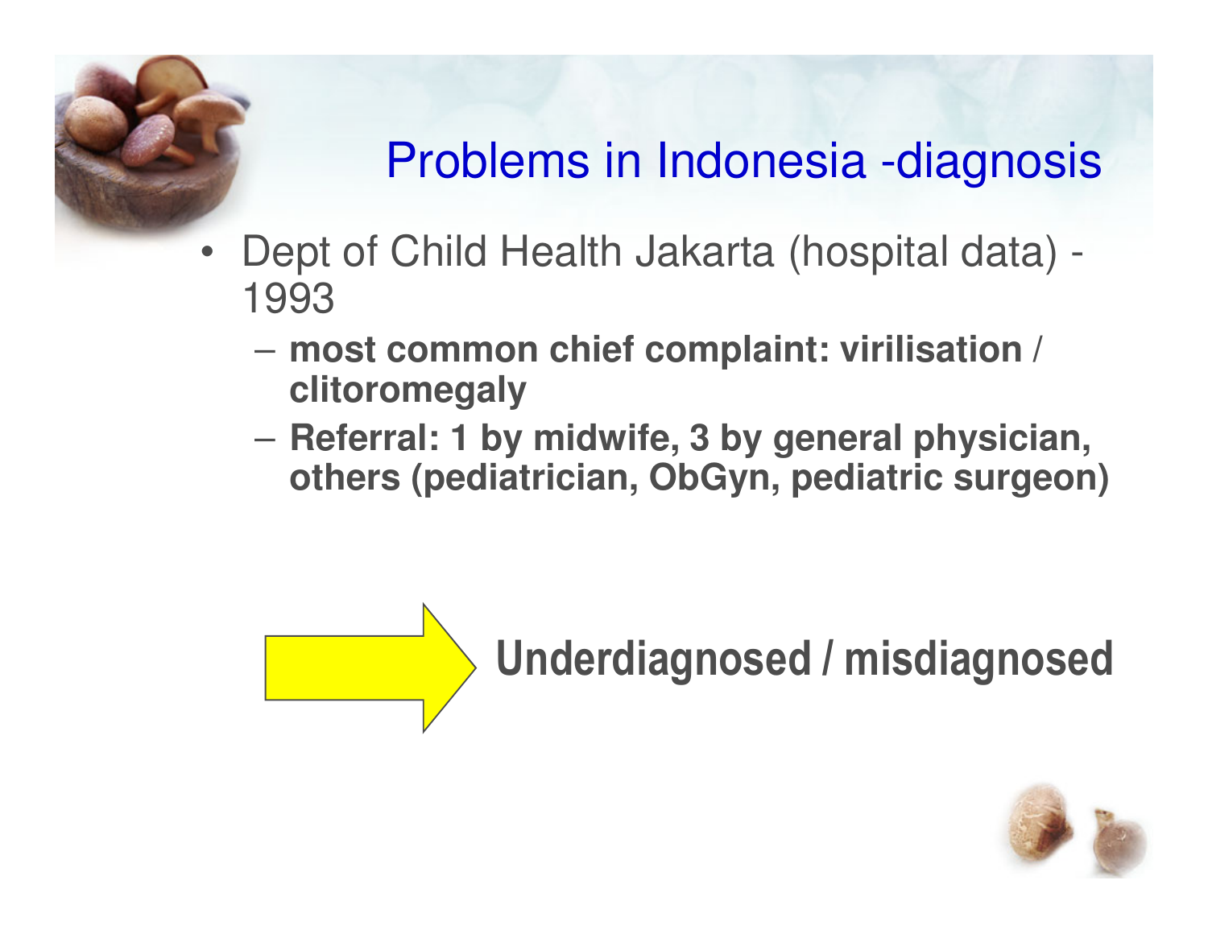# Problems in Indonesia -diagnosis

- Dept of Child Health Jakarta (hospital data) - 1993
  - **most common chief complaint: virilisation / clitoromegaly**
  - **Referral: 1 by midwife, 3 by general physician, others (pediatrician, ObGyn, pediatric surgeon)**

**Underdiagnosed / misdiagnosed**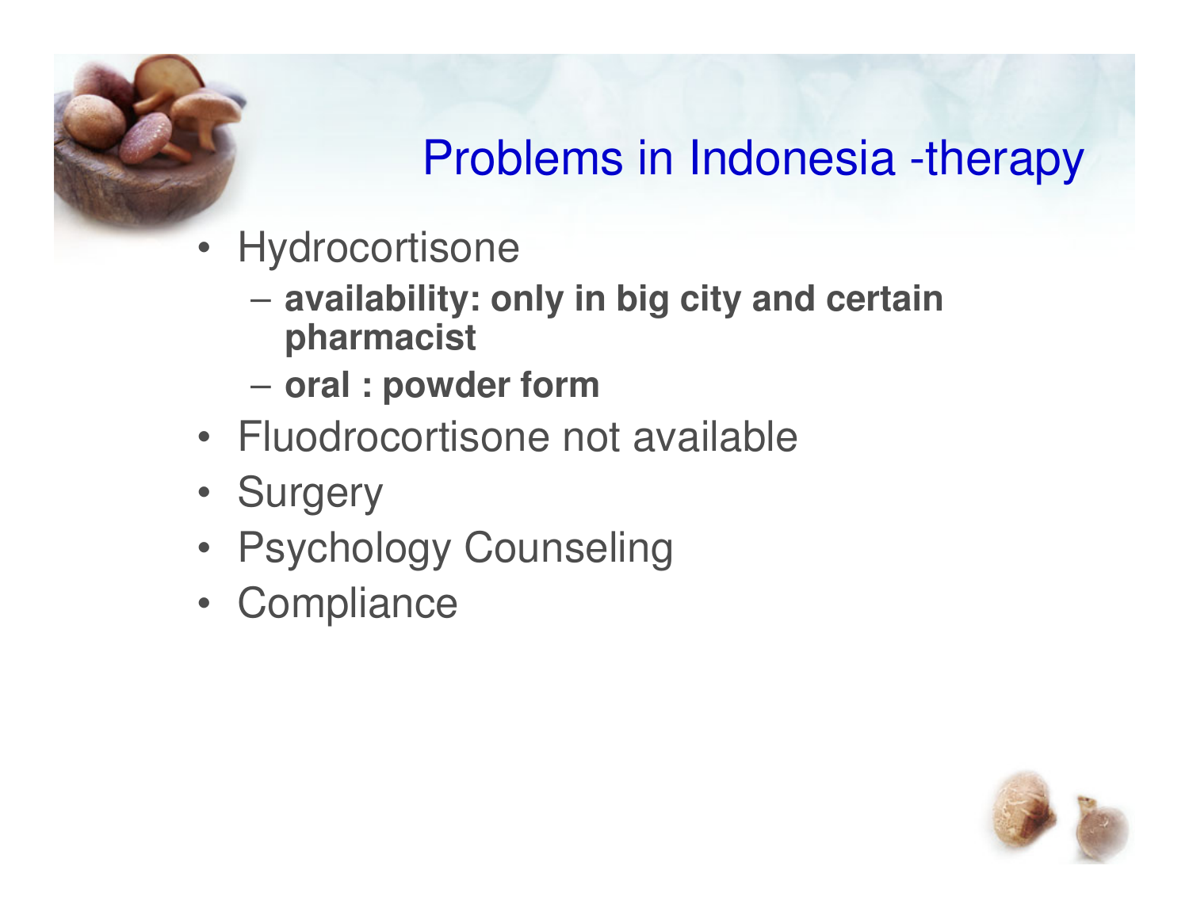# Problems in Indonesia -therapy

- Hydrocortisone
  - **availability: only in big city and certain pharmacist**
  - **oral : powder form**
- Fluodrocortisone not available
- Surgery
- Psychology Counseling
- Compliance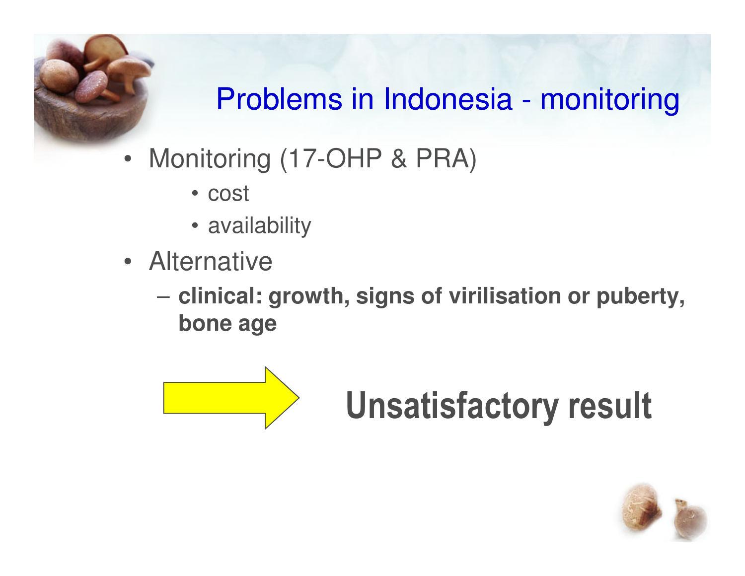# Problems in Indonesia - monitoring

- Monitoring (17-OHP & PRA)
  - cost
  - availability
- Alternative
  - **clinical: growth, signs of virilisation or puberty, bone age**

→ **Unsatisfactory result**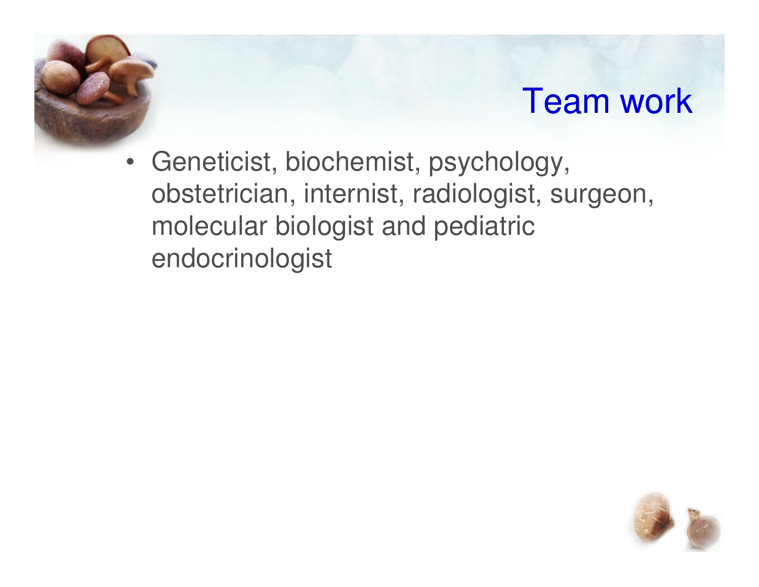# Team work

- Geneticist, biochemist, psychology, obstetrician, internist, radiologist, surgeon, molecular biologist and pediatric endocrinologist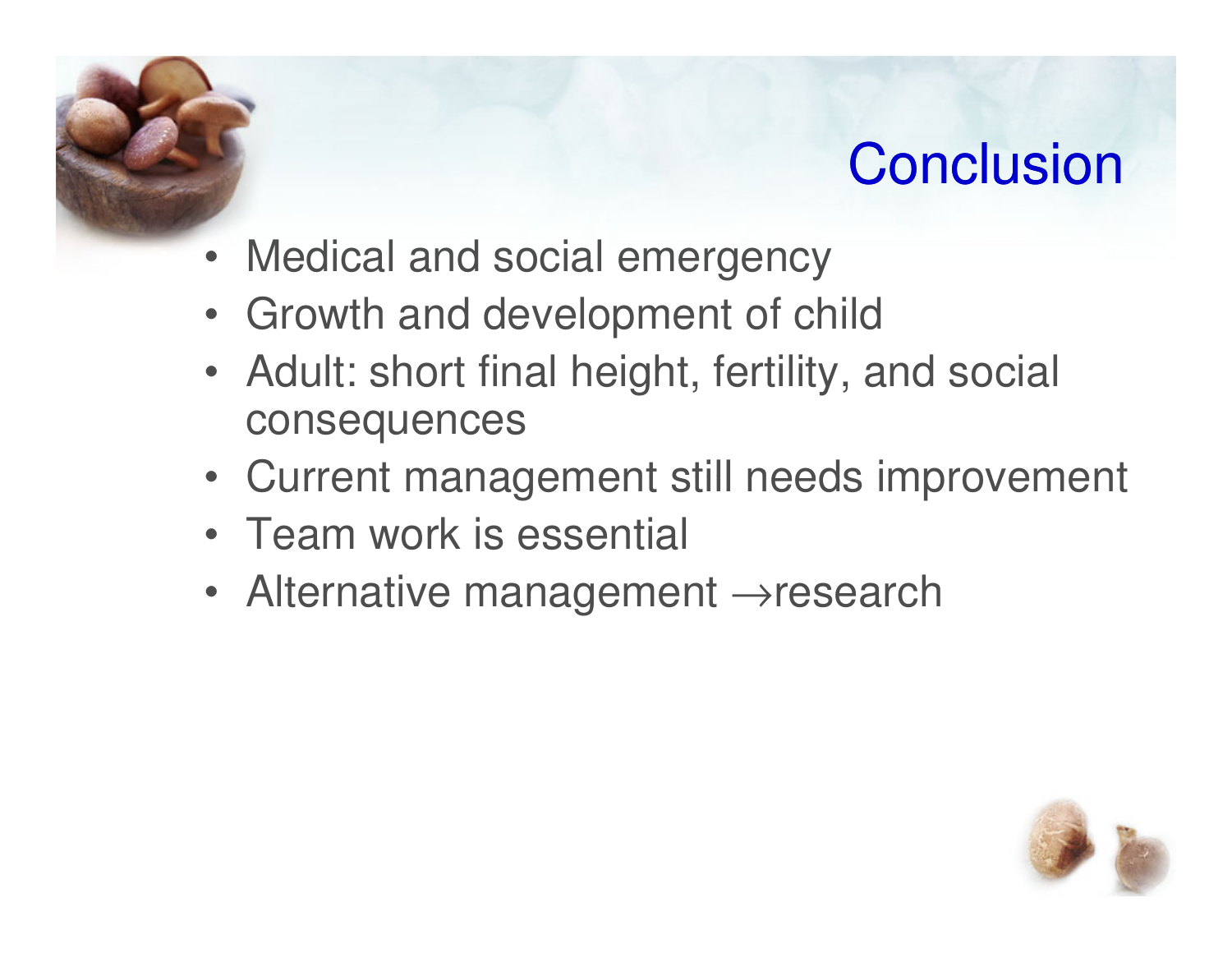# Conclusion

- Medical and social emergency
- Growth and development of child
- Adult: short final height, fertility, and social consequences
- Current management still needs improvement
- Team work is essential
- Alternative management →research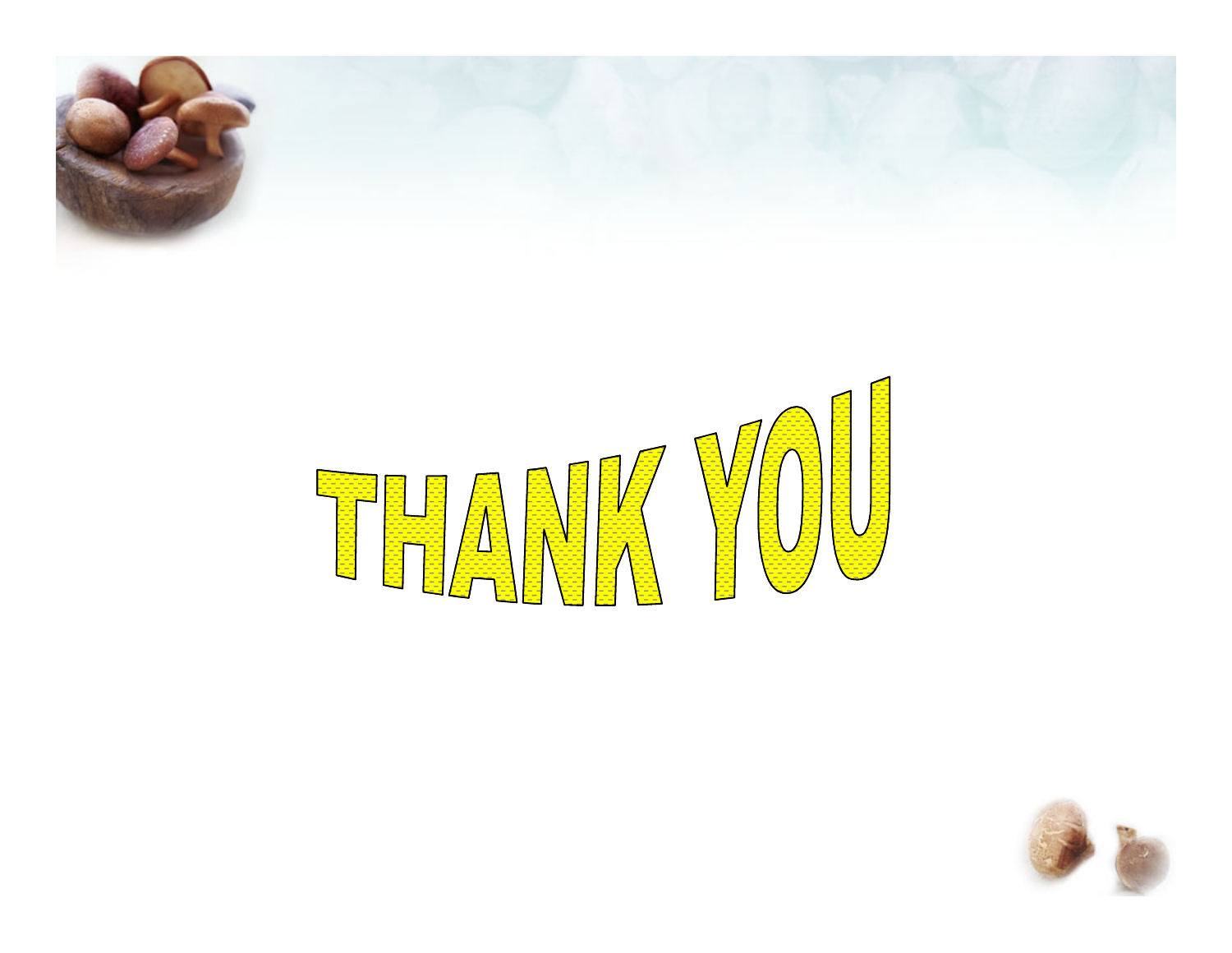# THANK YOU